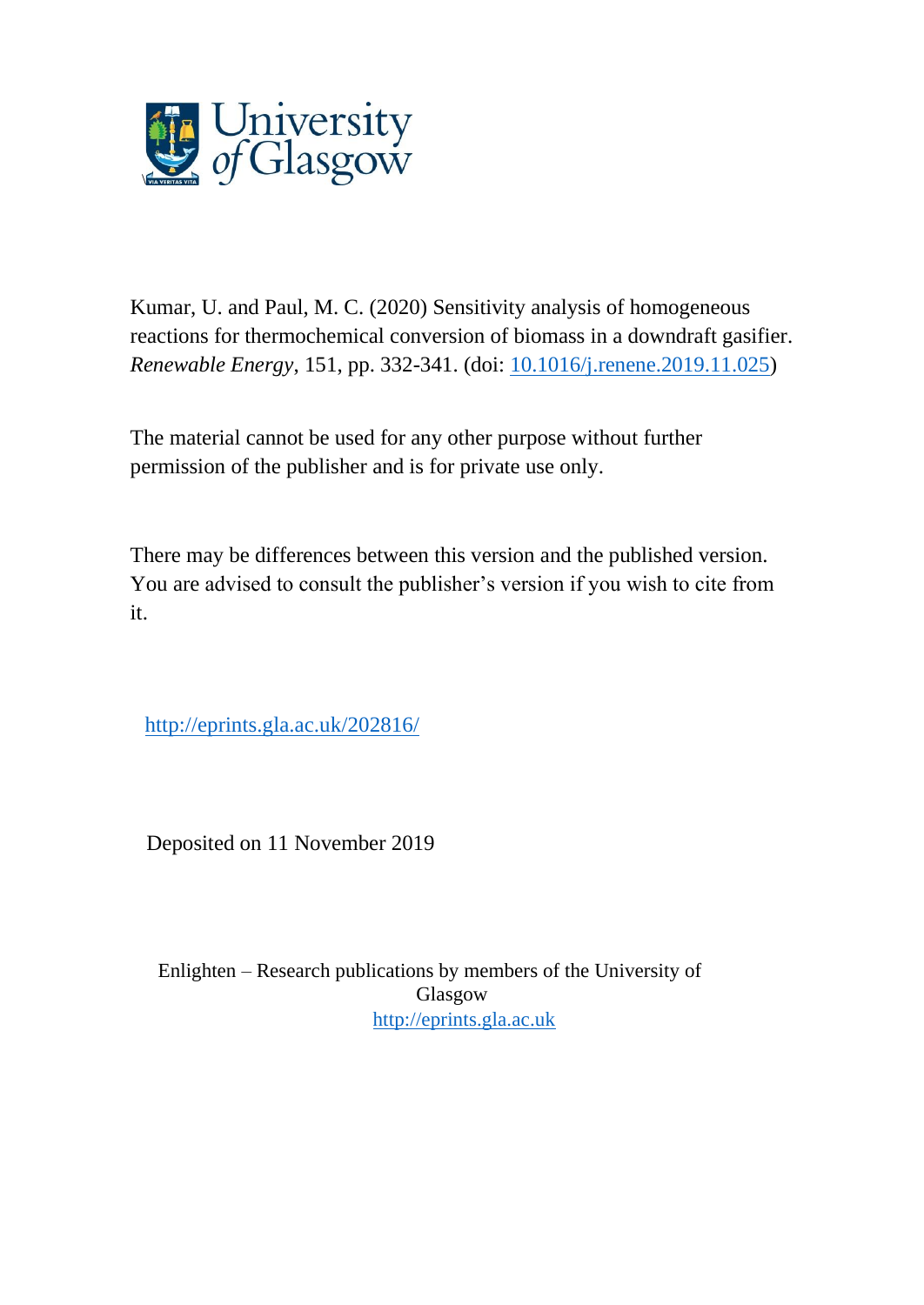Kumar, U. and Paul, M. C. (2020) Sensitivity analysis of homogeneous reactions for thermochemical conversion of biomass in a downdraft gasifier. *Renewable Energy*, 151, pp. 332-341. (doi: [10.1016/j.renene.2019.11.025](http://dx.doi.org/10.1016/j.renene.2019.11.025))

The material cannot be used for any other purpose without further permission of the publisher and is for private use only.

There may be differences between this version and the published version. You are advised to consult the publisher's version if you wish to cite from it.

http://eprints.gla.ac.uk/202816/

Deposited on 11 November 2019

Enlighten – Research publications by members of the University of Glasgow
http://eprints.gla.ac.uk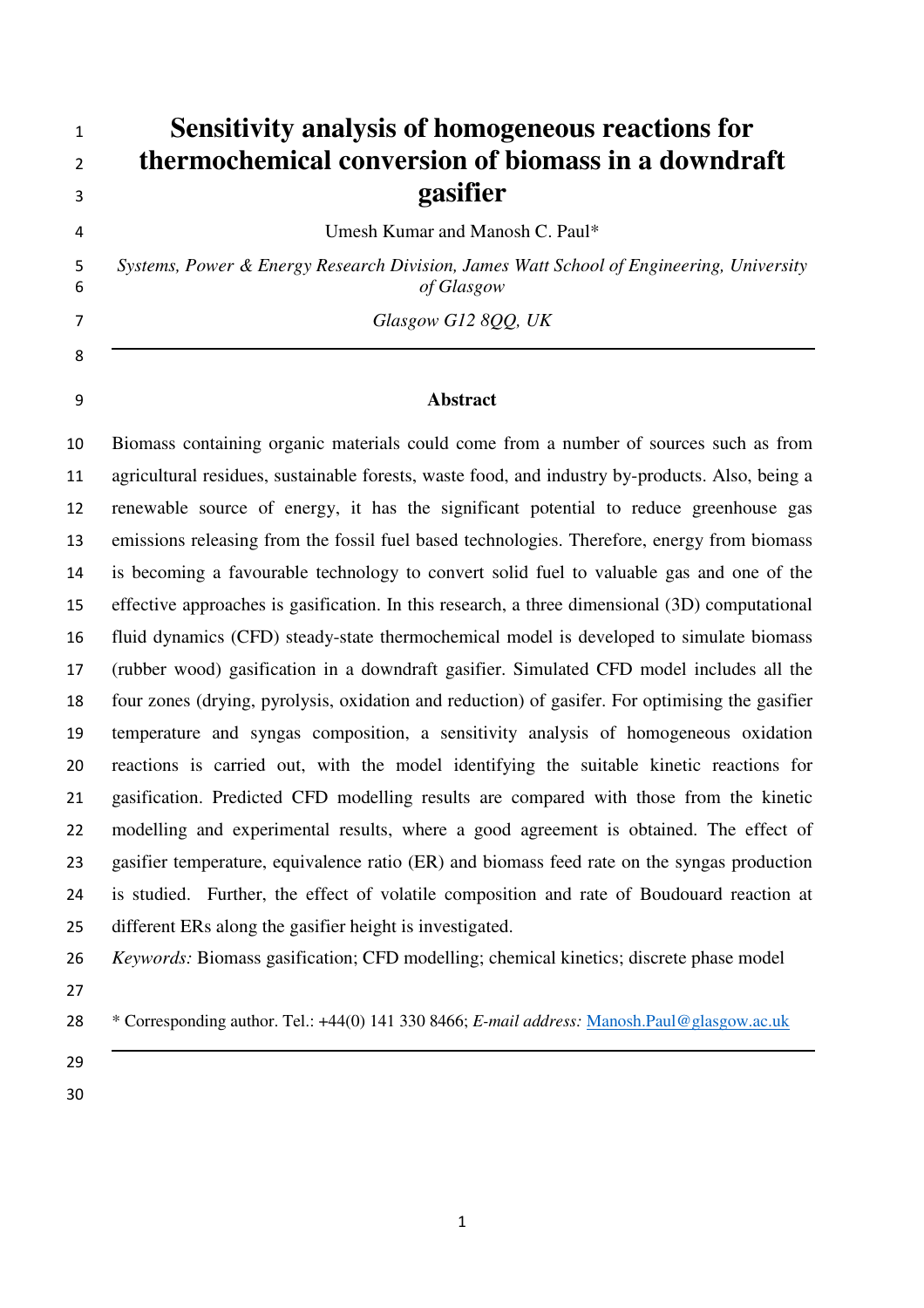# Sensitivity analysis of homogeneous reactions for thermochemical conversion of biomass in a downdraft gasifier

Umesh Kumar and Manosh C. Paul*

*Systems, Power & Energy Research Division, James Watt School of Engineering, University of Glasgow*

*Glasgow G12 8QQ, UK*

---

## Abstract

Biomass containing organic materials could come from a number of sources such as from agricultural residues, sustainable forests, waste food, and industry by-products. Also, being a renewable source of energy, it has the significant potential to reduce greenhouse gas emissions releasing from the fossil fuel based technologies. Therefore, energy from biomass is becoming a favourable technology to convert solid fuel to valuable gas and one of the effective approaches is gasification. In this research, a three dimensional (3D) computational fluid dynamics (CFD) steady-state thermochemical model is developed to simulate biomass (rubber wood) gasification in a downdraft gasifier. Simulated CFD model includes all the four zones (drying, pyrolysis, oxidation and reduction) of gasifer. For optimising the gasifier temperature and syngas composition, a sensitivity analysis of homogeneous oxidation reactions is carried out, with the model identifying the suitable kinetic reactions for gasification. Predicted CFD modelling results are compared with those from the kinetic modelling and experimental results, where a good agreement is obtained. The effect of gasifier temperature, equivalence ratio (ER) and biomass feed rate on the syngas production is studied. Further, the effect of volatile composition and rate of Boudouard reaction at different ERs along the gasifier height is investigated.

*Keywords:* Biomass gasification; CFD modelling; chemical kinetics; discrete phase model

\* Corresponding author. Tel.: +44(0) 141 330 8466; *E-mail address:* Manosh.Paul@glasgow.ac.uk

---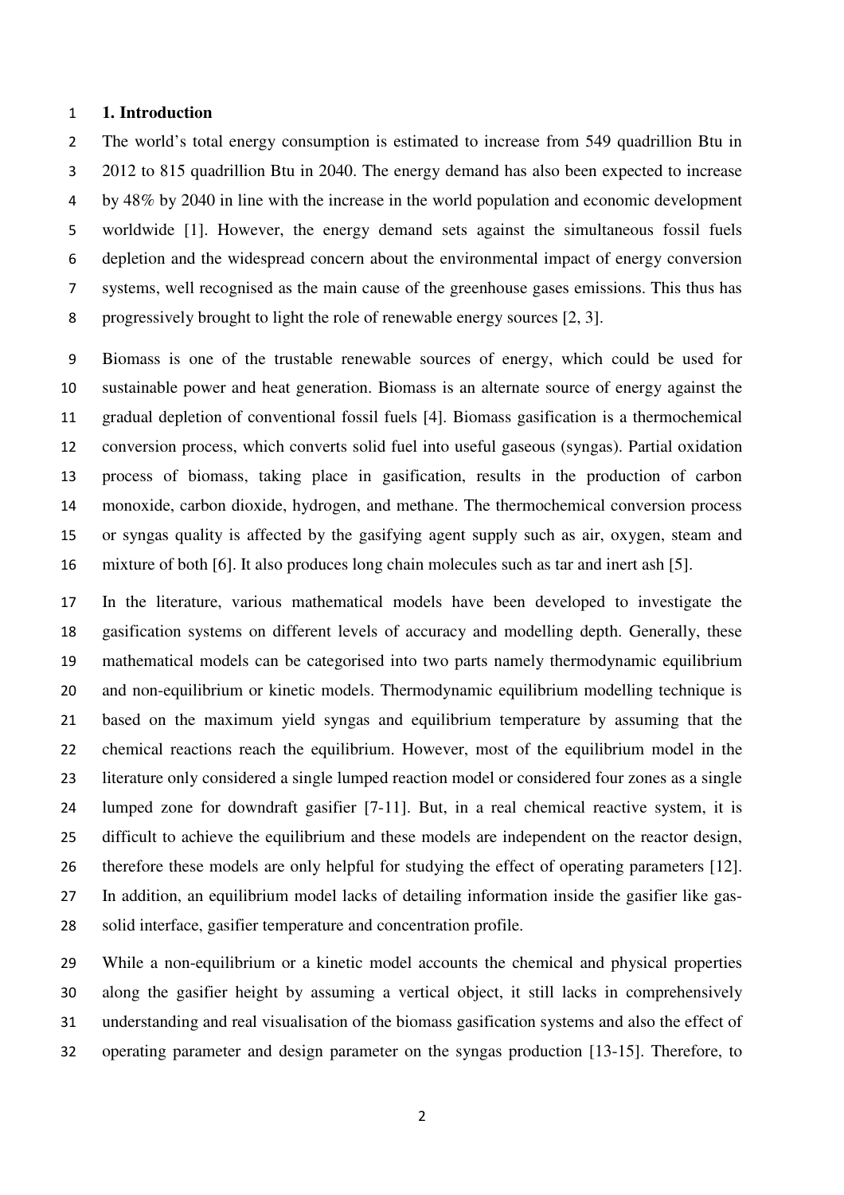## 1. Introduction

The world's total energy consumption is estimated to increase from 549 quadrillion Btu in 2012 to 815 quadrillion Btu in 2040. The energy demand has also been expected to increase by 48% by 2040 in line with the increase in the world population and economic development worldwide [1]. However, the energy demand sets against the simultaneous fossil fuels depletion and the widespread concern about the environmental impact of energy conversion systems, well recognised as the main cause of the greenhouse gases emissions. This thus has progressively brought to light the role of renewable energy sources [2, 3].

Biomass is one of the trustable renewable sources of energy, which could be used for sustainable power and heat generation. Biomass is an alternate source of energy against the gradual depletion of conventional fossil fuels [4]. Biomass gasification is a thermochemical conversion process, which converts solid fuel into useful gaseous (syngas). Partial oxidation process of biomass, taking place in gasification, results in the production of carbon monoxide, carbon dioxide, hydrogen, and methane. The thermochemical conversion process or syngas quality is affected by the gasifying agent supply such as air, oxygen, steam and mixture of both [6]. It also produces long chain molecules such as tar and inert ash [5].

In the literature, various mathematical models have been developed to investigate the gasification systems on different levels of accuracy and modelling depth. Generally, these mathematical models can be categorised into two parts namely thermodynamic equilibrium and non-equilibrium or kinetic models. Thermodynamic equilibrium modelling technique is based on the maximum yield syngas and equilibrium temperature by assuming that the chemical reactions reach the equilibrium. However, most of the equilibrium model in the literature only considered a single lumped reaction model or considered four zones as a single lumped zone for downdraft gasifier [7-11]. But, in a real chemical reactive system, it is difficult to achieve the equilibrium and these models are independent on the reactor design, therefore these models are only helpful for studying the effect of operating parameters [12]. In addition, an equilibrium model lacks of detailing information inside the gasifier like gas-solid interface, gasifier temperature and concentration profile.

While a non-equilibrium or a kinetic model accounts the chemical and physical properties along the gasifier height by assuming a vertical object, it still lacks in comprehensively understanding and real visualisation of the biomass gasification systems and also the effect of operating parameter and design parameter on the syngas production [13-15]. Therefore, to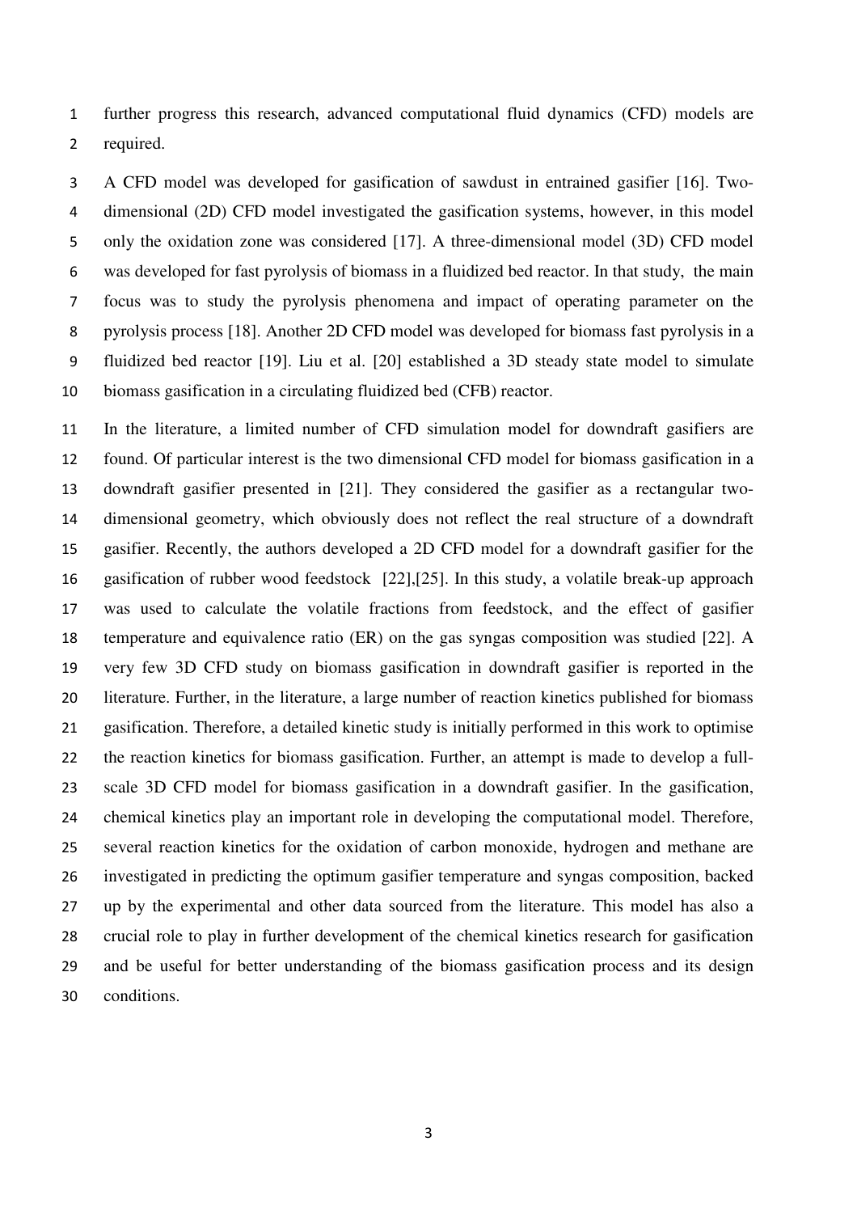further progress this research, advanced computational fluid dynamics (CFD) models are required.

A CFD model was developed for gasification of sawdust in entrained gasifier [16]. Two-dimensional (2D) CFD model investigated the gasification systems, however, in this model only the oxidation zone was considered [17]. A three-dimensional model (3D) CFD model was developed for fast pyrolysis of biomass in a fluidized bed reactor. In that study, the main focus was to study the pyrolysis phenomena and impact of operating parameter on the pyrolysis process [18]. Another 2D CFD model was developed for biomass fast pyrolysis in a fluidized bed reactor [19]. Liu et al. [20] established a 3D steady state model to simulate biomass gasification in a circulating fluidized bed (CFB) reactor.

In the literature, a limited number of CFD simulation model for downdraft gasifiers are found. Of particular interest is the two dimensional CFD model for biomass gasification in a downdraft gasifier presented in [21]. They considered the gasifier as a rectangular two-dimensional geometry, which obviously does not reflect the real structure of a downdraft gasifier. Recently, the authors developed a 2D CFD model for a downdraft gasifier for the gasification of rubber wood feedstock [22],[25]. In this study, a volatile break-up approach was used to calculate the volatile fractions from feedstock, and the effect of gasifier temperature and equivalence ratio (ER) on the gas syngas composition was studied [22]. A very few 3D CFD study on biomass gasification in downdraft gasifier is reported in the literature. Further, in the literature, a large number of reaction kinetics published for biomass gasification. Therefore, a detailed kinetic study is initially performed in this work to optimise the reaction kinetics for biomass gasification. Further, an attempt is made to develop a full-scale 3D CFD model for biomass gasification in a downdraft gasifier. In the gasification, chemical kinetics play an important role in developing the computational model. Therefore, several reaction kinetics for the oxidation of carbon monoxide, hydrogen and methane are investigated in predicting the optimum gasifier temperature and syngas composition, backed up by the experimental and other data sourced from the literature. This model has also a crucial role to play in further development of the chemical kinetics research for gasification and be useful for better understanding of the biomass gasification process and its design conditions.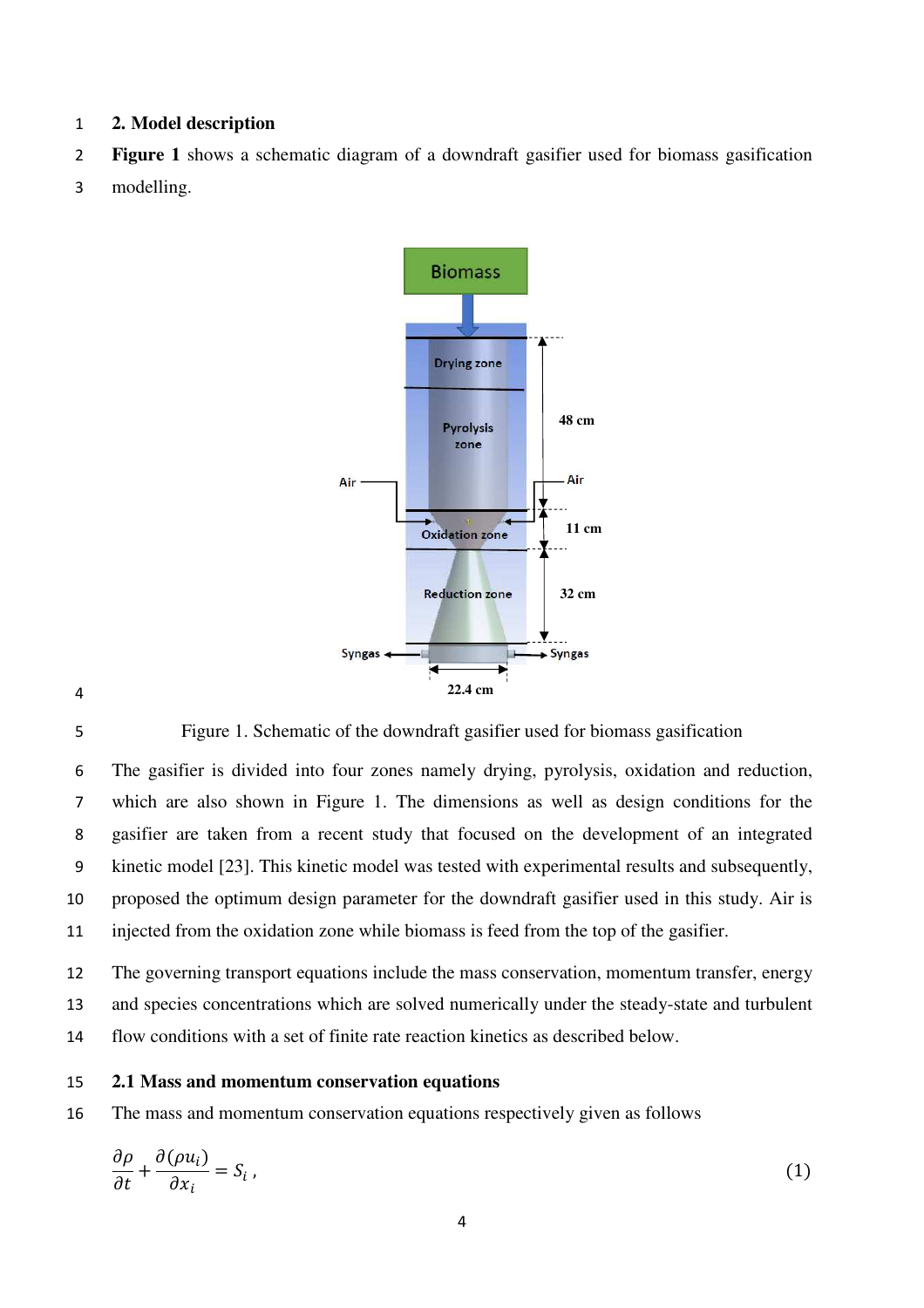## 2. Model description

**Figure 1** shows a schematic diagram of a downdraft gasifier used for biomass gasification modelling.

Figure 1. Schematic of the downdraft gasifier used for biomass gasification

The gasifier is divided into four zones namely drying, pyrolysis, oxidation and reduction, which are also shown in Figure 1. The dimensions as well as design conditions for the gasifier are taken from a recent study that focused on the development of an integrated kinetic model [23]. This kinetic model was tested with experimental results and subsequently, proposed the optimum design parameter for the downdraft gasifier used in this study. Air is injected from the oxidation zone while biomass is feed from the top of the gasifier.

The governing transport equations include the mass conservation, momentum transfer, energy and species concentrations which are solved numerically under the steady-state and turbulent flow conditions with a set of finite rate reaction kinetics as described below.

### 2.1 Mass and momentum conservation equations

The mass and momentum conservation equations respectively given as follows

$$\frac{\partial \rho}{\partial t} + \frac{\partial (\rho u_i)}{\partial x_i} = S_i \, , \tag{1}$$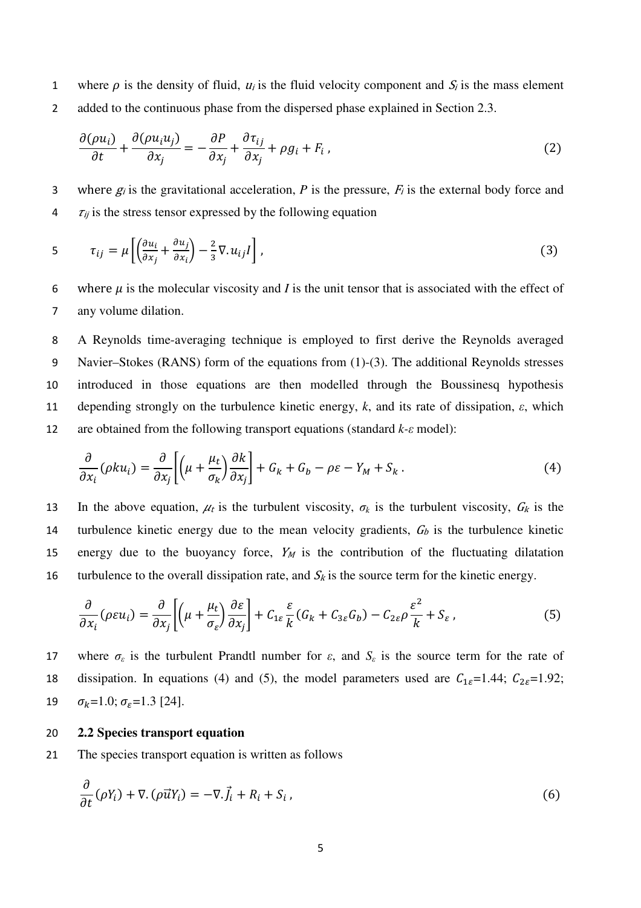where $\rho$ is the density of fluid, $u_i$ is the fluid velocity component and $S_i$ is the mass element added to the continuous phase from the dispersed phase explained in Section 2.3.

$$\frac{\partial(\rho u_i)}{\partial t} + \frac{\partial(\rho u_i u_j)}{\partial x_j} = -\frac{\partial P}{\partial x_j} + \frac{\partial \tau_{ij}}{\partial x_j} + \rho g_i + F_i \,, \tag{2}$$

where $g_i$ is the gravitational acceleration, $P$ is the pressure, $F_i$ is the external body force and $\tau_{ij}$ is the stress tensor expressed by the following equation

$$\tau_{ij} = \mu\left[\left(\frac{\partial u_i}{\partial x_j} + \frac{\partial u_j}{\partial x_i}\right) - \frac{2}{3}\nabla . u_{ij} I\right] , \tag{3}$$

where $\mu$ is the molecular viscosity and $I$ is the unit tensor that is associated with the effect of any volume dilation.

A Reynolds time-averaging technique is employed to first derive the Reynolds averaged Navier–Stokes (RANS) form of the equations from (1)-(3). The additional Reynolds stresses introduced in those equations are then modelled through the Boussinesq hypothesis depending strongly on the turbulence kinetic energy, $k$, and its rate of dissipation, $\varepsilon$, which are obtained from the following transport equations (standard $k$-$\varepsilon$ model):

$$\frac{\partial}{\partial x_i}(\rho k u_i) = \frac{\partial}{\partial x_j}\left[\left(\mu + \frac{\mu_t}{\sigma_k}\right)\frac{\partial k}{\partial x_j}\right] + G_k + G_b - \rho\varepsilon - Y_M + S_k \,. \tag{4}$$

In the above equation, $\mu_t$ is the turbulent viscosity, $\sigma_k$ is the turbulent viscosity, $G_k$ is the turbulence kinetic energy due to the mean velocity gradients, $G_b$ is the turbulence kinetic energy due to the buoyancy force, $Y_M$ is the contribution of the fluctuating dilatation turbulence to the overall dissipation rate, and $S_k$ is the source term for the kinetic energy.

$$\frac{\partial}{\partial x_i}(\rho \varepsilon u_i) = \frac{\partial}{\partial x_j}\left[\left(\mu + \frac{\mu_t}{\sigma_\varepsilon}\right)\frac{\partial \varepsilon}{\partial x_j}\right] + C_{1\varepsilon}\frac{\varepsilon}{k}(G_k + C_{3\varepsilon}G_b) - C_{2\varepsilon}\rho\frac{\varepsilon^2}{k} + S_\varepsilon \,, \tag{5}$$

where $\sigma_\varepsilon$ is the turbulent Prandtl number for $\varepsilon$, and $S_\varepsilon$ is the source term for the rate of dissipation. In equations (4) and (5), the model parameters used are $C_{1\varepsilon}$=1.44; $C_{2\varepsilon}$=1.92; $\sigma_k$=1.0; $\sigma_\varepsilon$=1.3 [24].

### 2.2 Species transport equation

The species transport equation is written as follows

$$\frac{\partial}{\partial t}(\rho Y_i) + \nabla . (\rho \vec{u} Y_i) = -\nabla . \vec{J}_i + R_i + S_i \,, \tag{6}$$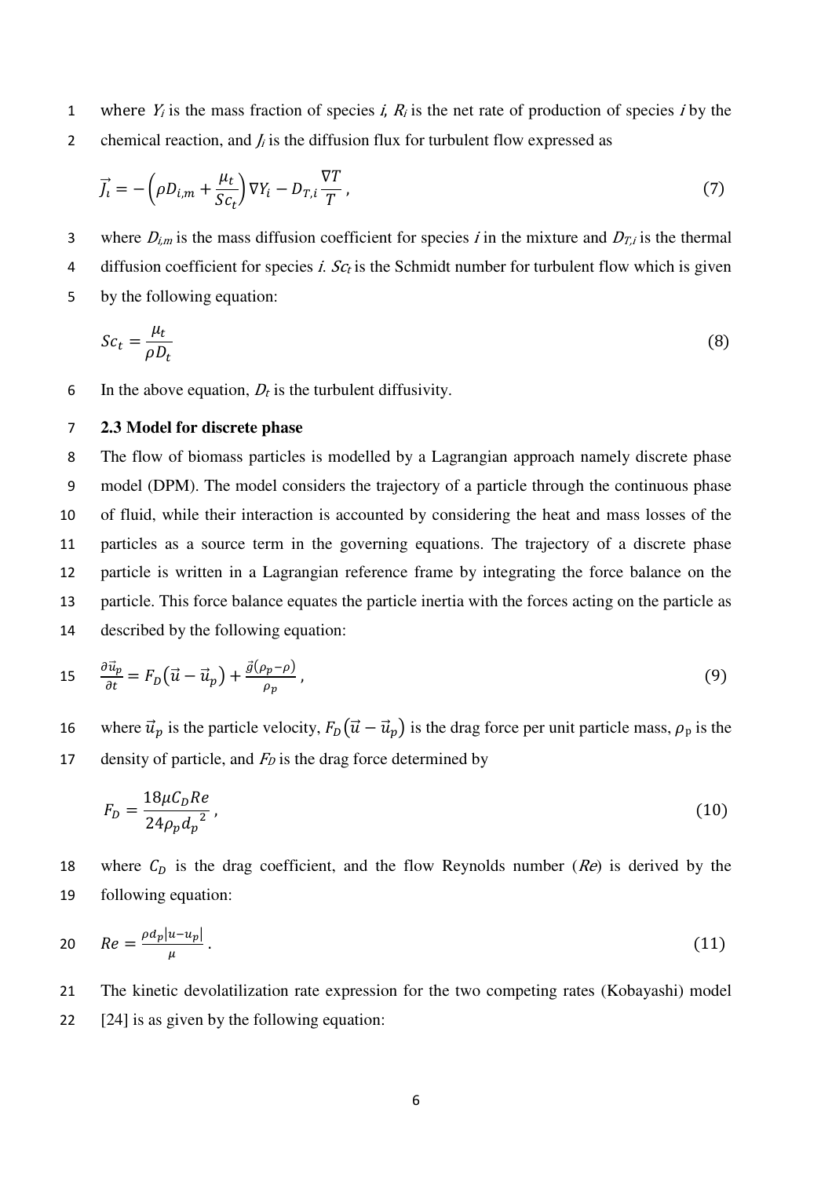where $Y_i$ is the mass fraction of species *i*, $R_i$ is the net rate of production of species *i* by the chemical reaction, and $J_i$ is the diffusion flux for turbulent flow expressed as

$$\vec{J_i} = -\left(\rho D_{i,m} + \frac{\mu_t}{Sc_t}\right)\nabla Y_i - D_{T,i}\frac{\nabla T}{T}, \tag{7}$$

where $D_{i,m}$ is the mass diffusion coefficient for species *i* in the mixture and $D_{T,i}$ is the thermal diffusion coefficient for species *i*. $Sc_t$ is the Schmidt number for turbulent flow which is given by the following equation:

$$Sc_t = \frac{\mu_t}{\rho D_t} \tag{8}$$

In the above equation, $D_t$ is the turbulent diffusivity.

### 2.3 Model for discrete phase

The flow of biomass particles is modelled by a Lagrangian approach namely discrete phase model (DPM). The model considers the trajectory of a particle through the continuous phase of fluid, while their interaction is accounted by considering the heat and mass losses of the particles as a source term in the governing equations. The trajectory of a discrete phase particle is written in a Lagrangian reference frame by integrating the force balance on the particle. This force balance equates the particle inertia with the forces acting on the particle as described by the following equation:

$$\frac{\partial \vec{u}_p}{\partial t} = F_D\left(\vec{u} - \vec{u}_p\right) + \frac{\vec{g}(\rho_p - \rho)}{\rho_p}, \tag{9}$$

where $\vec{u}_p$ is the particle velocity, $F_D\left(\vec{u} - \vec{u}_p\right)$ is the drag force per unit particle mass, $\rho_p$ is the density of particle, and $F_D$ is the drag force determined by

$$F_D = \frac{18\mu C_D Re}{24\rho_p {d_p}^2}, \tag{10}$$

where $C_D$ is the drag coefficient, and the flow Reynolds number ($Re$) is derived by the following equation:

$$Re = \frac{\rho d_p |u - u_p|}{\mu}. \tag{11}$$

The kinetic devolatilization rate expression for the two competing rates (Kobayashi) model [24] is as given by the following equation: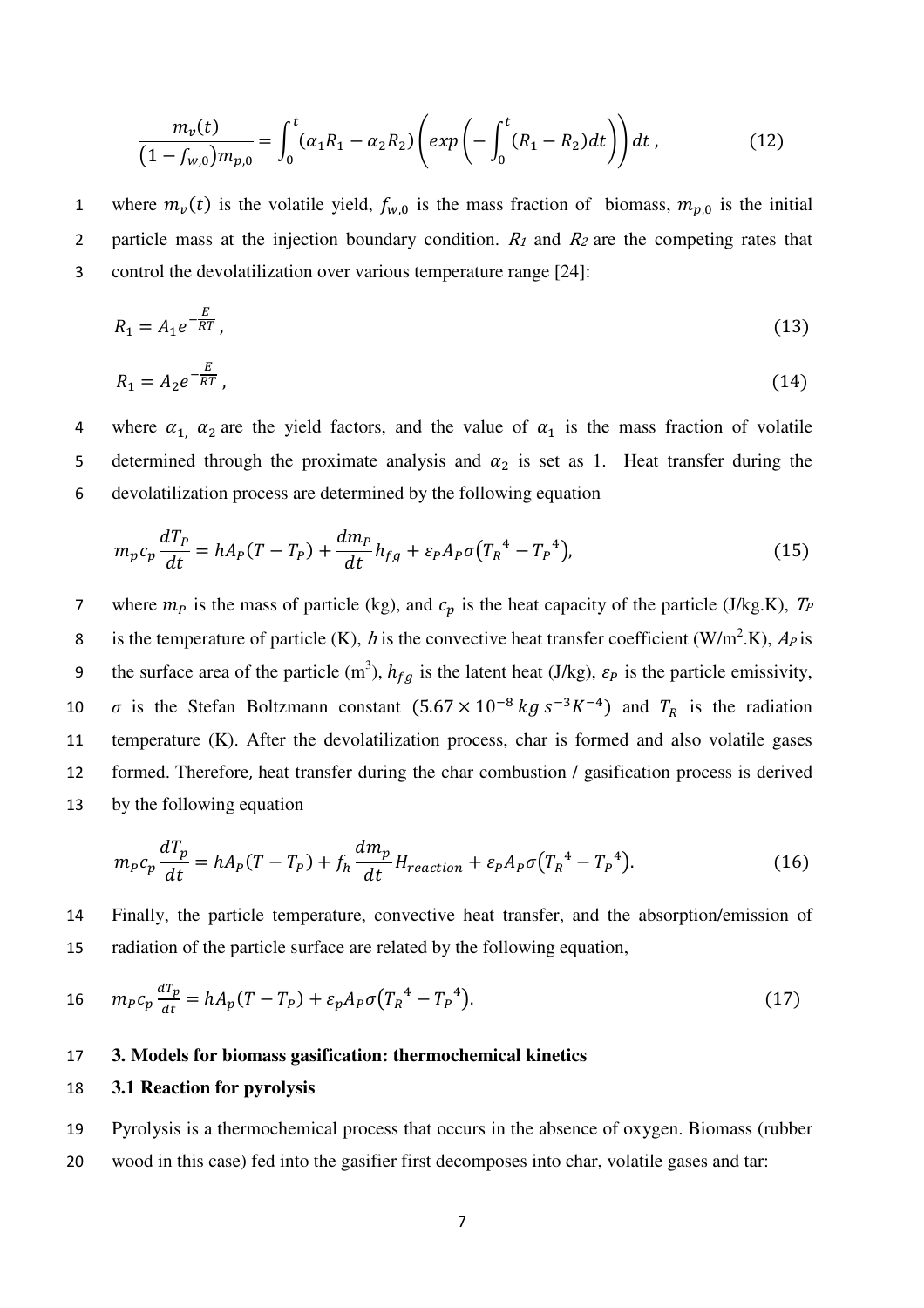$$\frac{m_v(t)}{(1-f_{w,0})m_{p,0}} = \int_0^t (\alpha_1 R_1 - \alpha_2 R_2)\left(exp\left(-\int_0^t (R_1 - R_2)dt\right)\right)dt\,, \tag{12}$$

where $m_v(t)$ is the volatile yield, $f_{w,0}$ is the mass fraction of biomass, $m_{p,0}$ is the initial particle mass at the injection boundary condition. $R_1$ and $R_2$ are the competing rates that control the devolatilization over various temperature range [24]:

$$R_1 = A_1 e^{-\frac{E}{RT}}\,, \tag{13}$$

$$R_1 = A_2 e^{-\frac{E}{RT}}\,, \tag{14}$$

where $\alpha_1$, $\alpha_2$ are the yield factors, and the value of $\alpha_1$ is the mass fraction of volatile determined through the proximate analysis and $\alpha_2$ is set as 1. Heat transfer during the devolatilization process are determined by the following equation

$$m_P c_p \frac{dT_P}{dt} = hA_P(T - T_P) + \frac{dm_P}{dt}h_{fg} + \varepsilon_P A_P \sigma\left({T_R}^4 - {T_P}^4\right), \tag{15}$$

where $m_P$ is the mass of particle (kg), and $c_p$ is the heat capacity of the particle (J/kg.K), $T_P$ is the temperature of particle (K), $h$ is the convective heat transfer coefficient (W/m$^2$.K), $A_P$ is the surface area of the particle (m$^3$), $h_{fg}$ is the latent heat (J/kg), $\varepsilon_P$ is the particle emissivity, $\sigma$ is the Stefan Boltzmann constant ($5.67 \times 10^{-8}\, kg\, s^{-3} K^{-4}$) and $T_R$ is the radiation temperature (K). After the devolatilization process, char is formed and also volatile gases formed. Therefore, heat transfer during the char combustion / gasification process is derived by the following equation

$$m_P c_p \frac{dT_p}{dt} = hA_P(T - T_P) + f_h \frac{dm_p}{dt} H_{reaction} + \varepsilon_P A_P \sigma\left({T_R}^4 - {T_P}^4\right). \tag{16}$$

Finally, the particle temperature, convective heat transfer, and the absorption/emission of radiation of the particle surface are related by the following equation,

$$m_P c_p \frac{dT_p}{dt} = hA_p(T - T_P) + \varepsilon_p A_P \sigma\left({T_R}^4 - {T_P}^4\right). \tag{17}$$

## 3. Models for biomass gasification: thermochemical kinetics

### 3.1 Reaction for pyrolysis

Pyrolysis is a thermochemical process that occurs in the absence of oxygen. Biomass (rubber wood in this case) fed into the gasifier first decomposes into char, volatile gases and tar: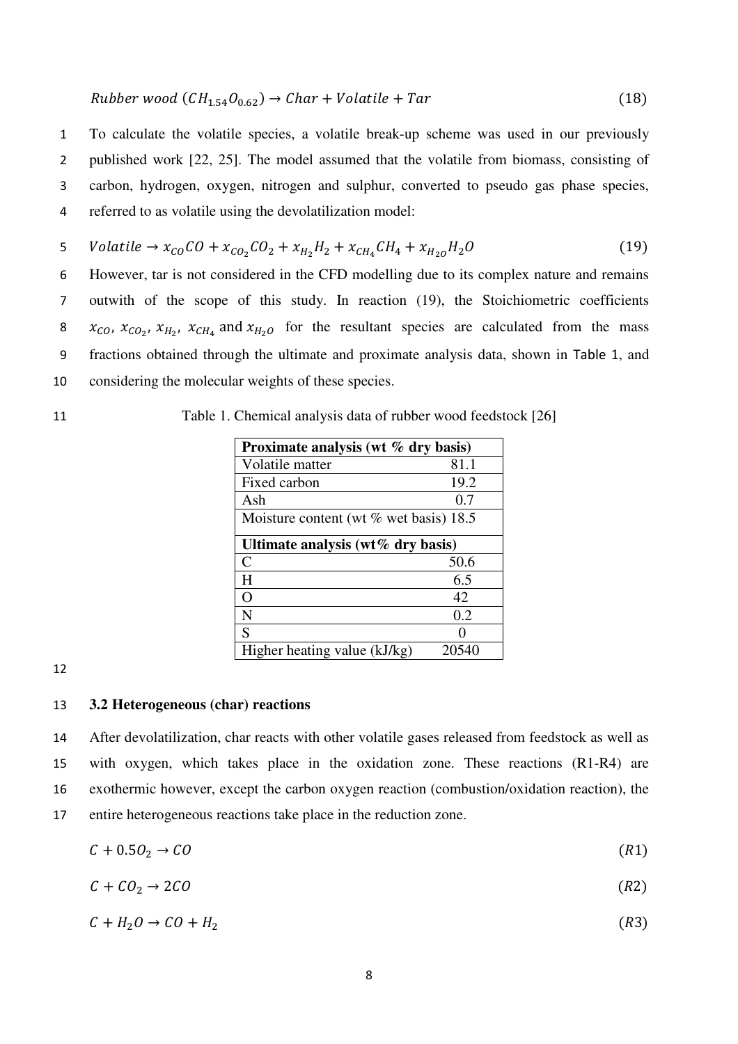$$Rubber\ wood\ (CH_{1.54}O_{0.62}) \rightarrow Char + Volatile + Tar \tag{18}$$

To calculate the volatile species, a volatile break-up scheme was used in our previously published work [22, 25]. The model assumed that the volatile from biomass, consisting of carbon, hydrogen, oxygen, nitrogen and sulphur, converted to pseudo gas phase species, referred to as volatile using the devolatilization model:

$$Volatile \rightarrow x_{CO}CO + x_{CO_2}CO_2 + x_{H_2}H_2 + x_{CH_4}CH_4 + x_{H_2O}H_2O \tag{19}$$

However, tar is not considered in the CFD modelling due to its complex nature and remains outwith of the scope of this study. In reaction (19), the Stoichiometric coefficients $x_{CO}$, $x_{CO_2}$, $x_{H_2}$, $x_{CH_4}$ and $x_{H_2O}$ for the resultant species are calculated from the mass fractions obtained through the ultimate and proximate analysis data, shown in Table 1, and considering the molecular weights of these species.

Table 1. Chemical analysis data of rubber wood feedstock [26]

| **Proximate analysis (wt % dry basis)** | |
|---|---|
| Volatile matter | 81.1 |
| Fixed carbon | 19.2 |
| Ash | 0.7 |
| Moisture content (wt % wet basis) | 18.5 |
| **Ultimate analysis (wt% dry basis)** | |
| C | 50.6 |
| H | 6.5 |
| O | 42 |
| N | 0.2 |
| S | 0 |
| Higher heating value (kJ/kg) | 20540 |

### 3.2 Heterogeneous (char) reactions

After devolatilization, char reacts with other volatile gases released from feedstock as well as with oxygen, which takes place in the oxidation zone. These reactions (R1-R4) are exothermic however, except the carbon oxygen reaction (combustion/oxidation reaction), the entire heterogeneous reactions take place in the reduction zone.

$$C + 0.5O_2 \rightarrow CO \tag{R1}$$

$$C + CO_2 \rightarrow 2CO \tag{R2}$$

$$C + H_2O \rightarrow CO + H_2 \tag{R3}$$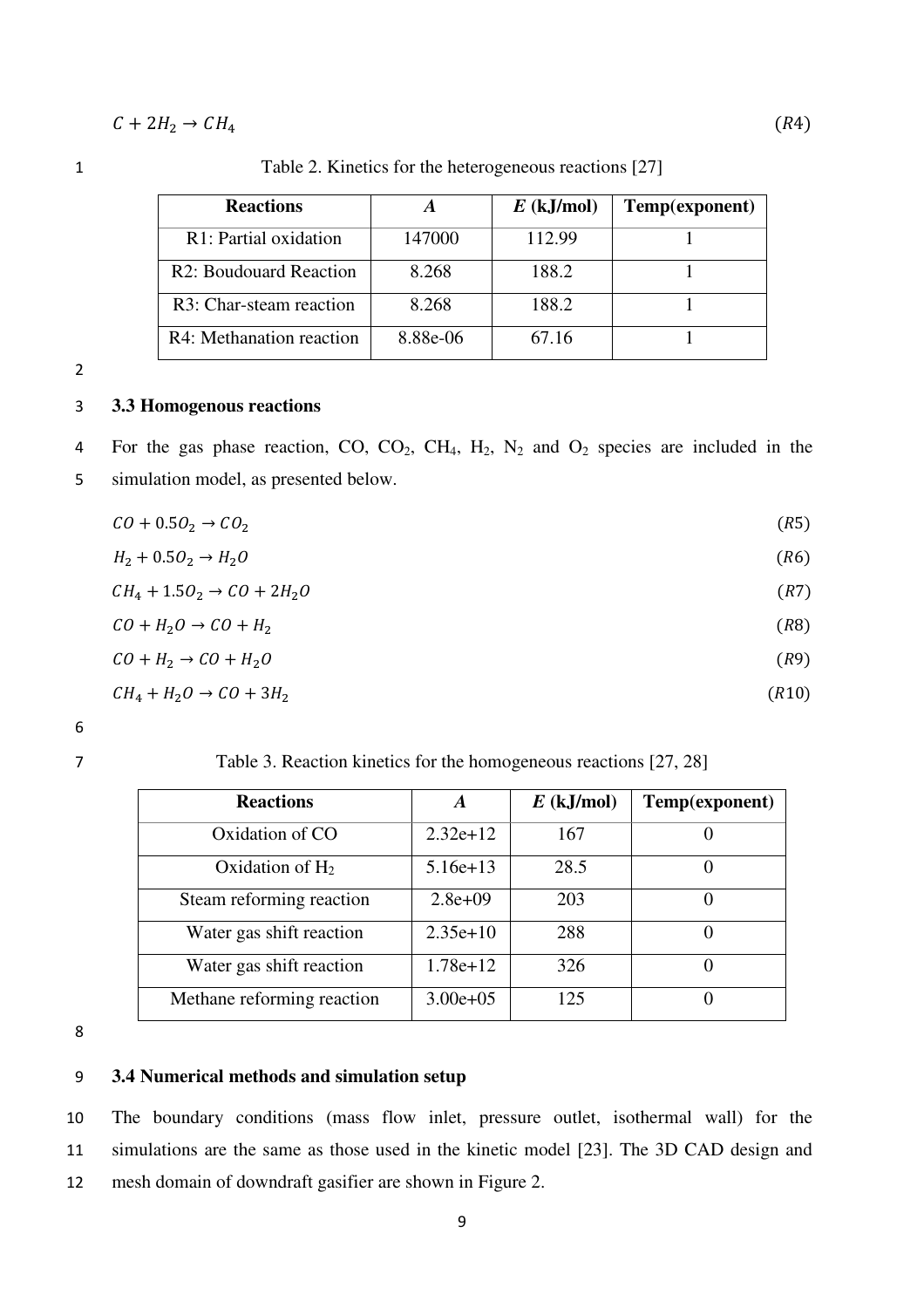$$C + 2H_2 \rightarrow CH_4 \tag{R4}$$

Table 2. Kinetics for the heterogeneous reactions [27]

| Reactions | *A* | *E* (kJ/mol) | Temp(exponent) |
|---|---|---|---|
| R1: Partial oxidation | 147000 | 112.99 | 1 |
| R2: Boudouard Reaction | 8.268 | 188.2 | 1 |
| R3: Char-steam reaction | 8.268 | 188.2 | 1 |
| R4: Methanation reaction | 8.88e-06 | 67.16 | 1 |

### 3.3 Homogenous reactions

For the gas phase reaction, CO, $CO_2$, $CH_4$, $H_2$, $N_2$ and $O_2$ species are included in the simulation model, as presented below.

$$CO + 0.5O_2 \rightarrow CO_2 \tag{R5}$$

$$H_2 + 0.5O_2 \rightarrow H_2O \tag{R6}$$

$$CH_4 + 1.5O_2 \rightarrow CO + 2H_2O \tag{R7}$$

$$CO + H_2O \rightarrow CO + H_2 \tag{R8}$$

$$CO + H_2 \rightarrow CO + H_2O \tag{R9}$$

$$CH_4 + H_2O \rightarrow CO + 3H_2 \tag{R10}$$

Table 3. Reaction kinetics for the homogeneous reactions [27, 28]

| Reactions | *A* | *E* (kJ/mol) | Temp(exponent) |
|---|---|---|---|
| Oxidation of CO | 2.32e+12 | 167 | 0 |
| Oxidation of $H_2$ | 5.16e+13 | 28.5 | 0 |
| Steam reforming reaction | 2.8e+09 | 203 | 0 |
| Water gas shift reaction | 2.35e+10 | 288 | 0 |
| Water gas shift reaction | 1.78e+12 | 326 | 0 |
| Methane reforming reaction | 3.00e+05 | 125 | 0 |

### 3.4 Numerical methods and simulation setup

The boundary conditions (mass flow inlet, pressure outlet, isothermal wall) for the simulations are the same as those used in the kinetic model [23]. The 3D CAD design and mesh domain of downdraft gasifier are shown in Figure 2.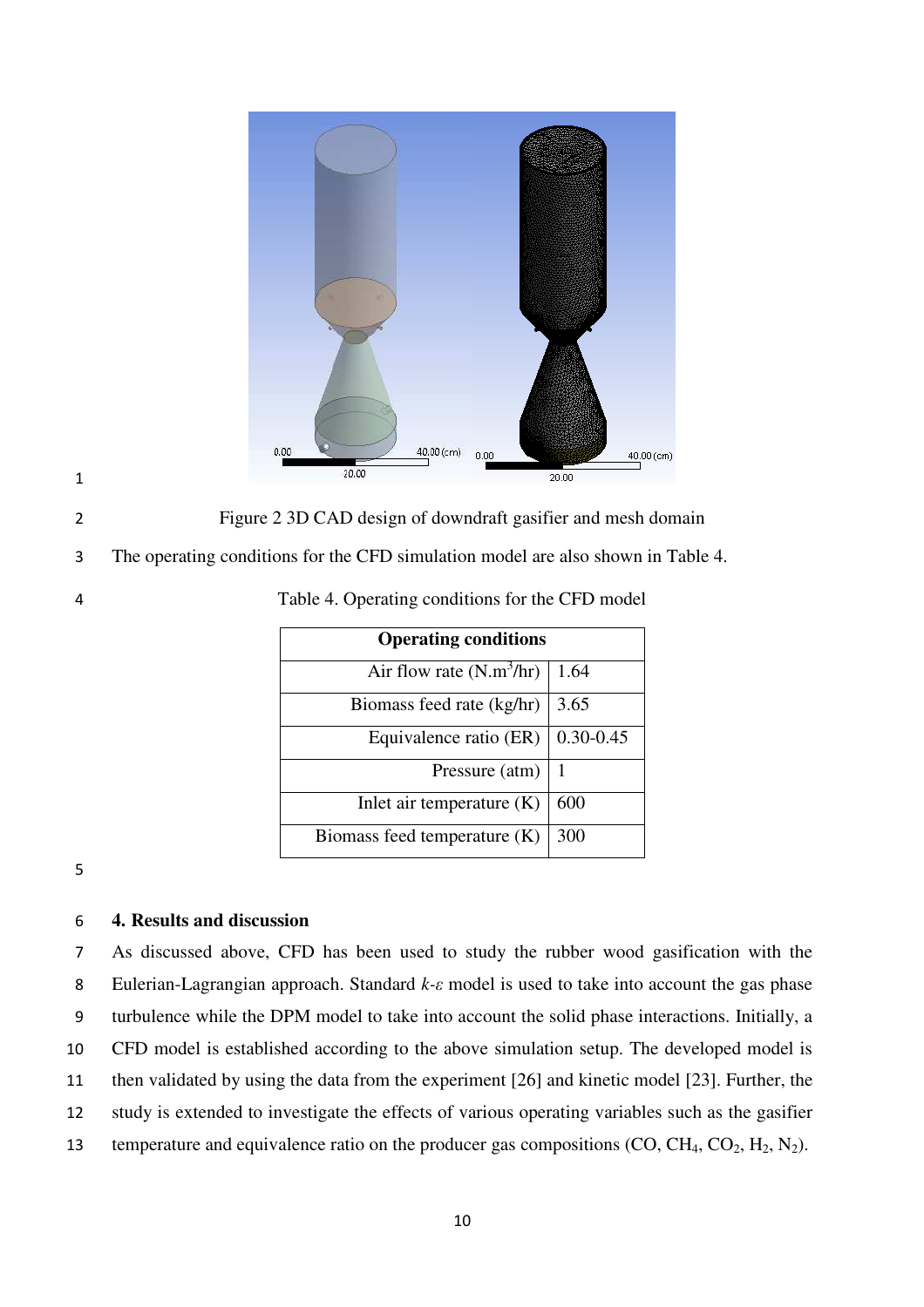Figure 2 3D CAD design of downdraft gasifier and mesh domain

The operating conditions for the CFD simulation model are also shown in Table 4.

Table 4. Operating conditions for the CFD model

| Operating conditions | |
|---:|---|
| Air flow rate ($N.m^3/hr$) | 1.64 |
| Biomass feed rate (kg/hr) | 3.65 |
| Equivalence ratio (ER) | 0.30-0.45 |
| Pressure (atm) | 1 |
| Inlet air temperature (K) | 600 |
| Biomass feed temperature (K) | 300 |

## 4. Results and discussion

As discussed above, CFD has been used to study the rubber wood gasification with the Eulerian-Lagrangian approach. Standard *k-ε* model is used to take into account the gas phase turbulence while the DPM model to take into account the solid phase interactions. Initially, a CFD model is established according to the above simulation setup. The developed model is then validated by using the data from the experiment [26] and kinetic model [23]. Further, the study is extended to investigate the effects of various operating variables such as the gasifier temperature and equivalence ratio on the producer gas compositions (CO, $CH_4$, $CO_2$, $H_2$, $N_2$).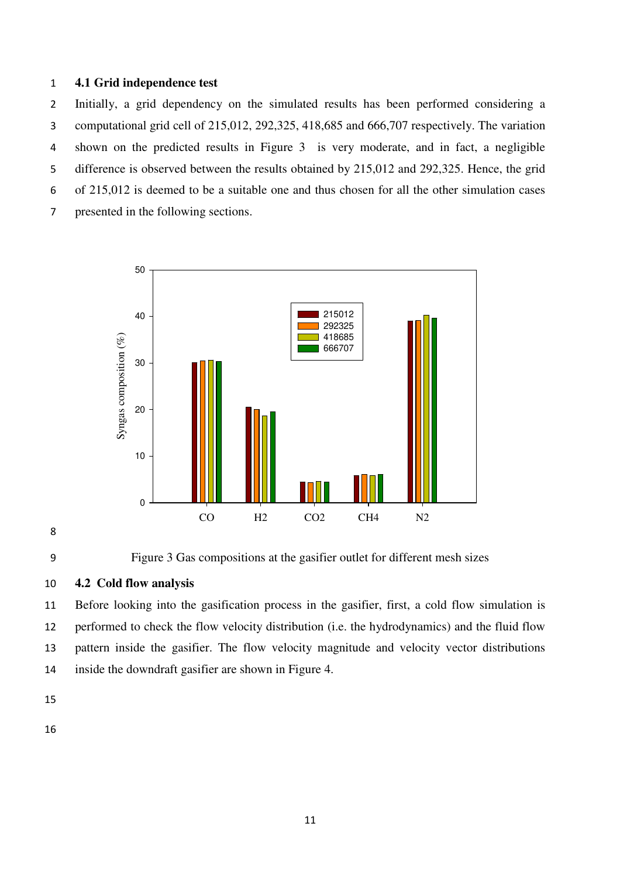### 4.1 Grid independence test

Initially, a grid dependency on the simulated results has been performed considering a computational grid cell of 215,012, 292,325, 418,685 and 666,707 respectively. The variation shown on the predicted results in Figure 3 is very moderate, and in fact, a negligible difference is observed between the results obtained by 215,012 and 292,325. Hence, the grid of 215,012 is deemed to be a suitable one and thus chosen for all the other simulation cases presented in the following sections.

Figure 3 Gas compositions at the gasifier outlet for different mesh sizes

### 4.2 Cold flow analysis

Before looking into the gasification process in the gasifier, first, a cold flow simulation is performed to check the flow velocity distribution (i.e. the hydrodynamics) and the fluid flow pattern inside the gasifier. The flow velocity magnitude and velocity vector distributions inside the downdraft gasifier are shown in Figure 4.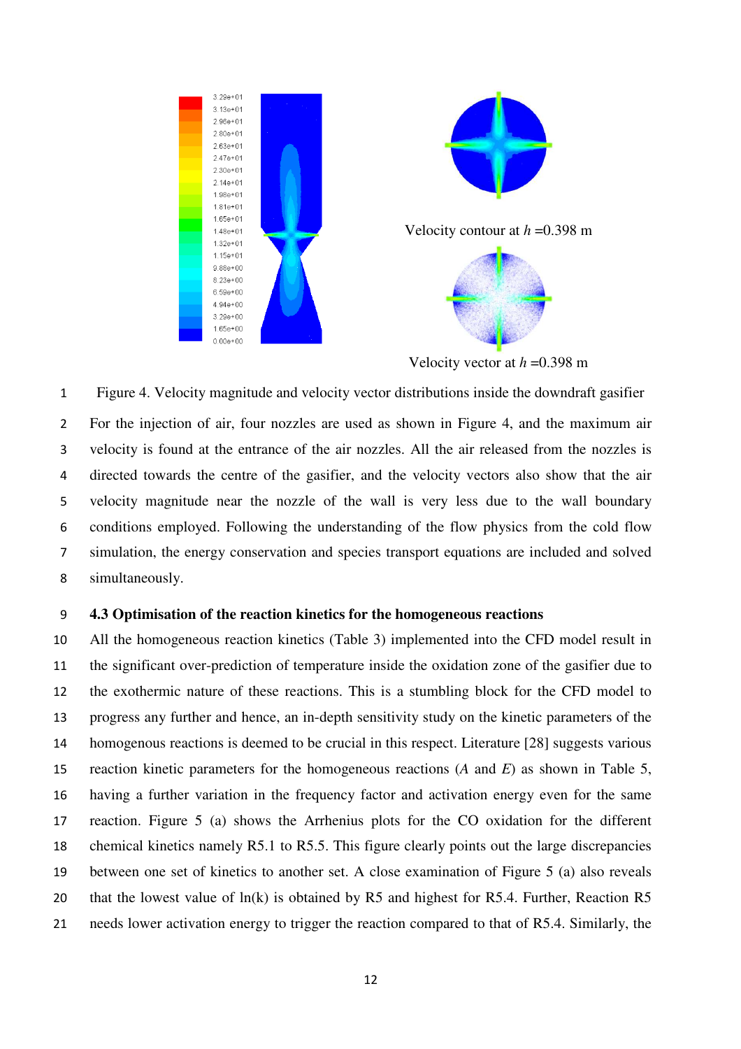Velocity contour at $h$ =0.398 m

Velocity vector at $h$ =0.398 m

Figure 4. Velocity magnitude and velocity vector distributions inside the downdraft gasifier

For the injection of air, four nozzles are used as shown in Figure 4, and the maximum air velocity is found at the entrance of the air nozzles. All the air released from the nozzles is directed towards the centre of the gasifier, and the velocity vectors also show that the air velocity magnitude near the nozzle of the wall is very less due to the wall boundary conditions employed. Following the understanding of the flow physics from the cold flow simulation, the energy conservation and species transport equations are included and solved simultaneously.

### 4.3 Optimisation of the reaction kinetics for the homogeneous reactions

All the homogeneous reaction kinetics (Table 3) implemented into the CFD model result in the significant over-prediction of temperature inside the oxidation zone of the gasifier due to the exothermic nature of these reactions. This is a stumbling block for the CFD model to progress any further and hence, an in-depth sensitivity study on the kinetic parameters of the homogenous reactions is deemed to be crucial in this respect. Literature [28] suggests various reaction kinetic parameters for the homogeneous reactions ($A$ and $E$) as shown in Table 5, having a further variation in the frequency factor and activation energy even for the same reaction. Figure 5 (a) shows the Arrhenius plots for the CO oxidation for the different chemical kinetics namely R5.1 to R5.5. This figure clearly points out the large discrepancies between one set of kinetics to another set. A close examination of Figure 5 (a) also reveals that the lowest value of ln(k) is obtained by R5 and highest for R5.4. Further, Reaction R5 needs lower activation energy to trigger the reaction compared to that of R5.4. Similarly, the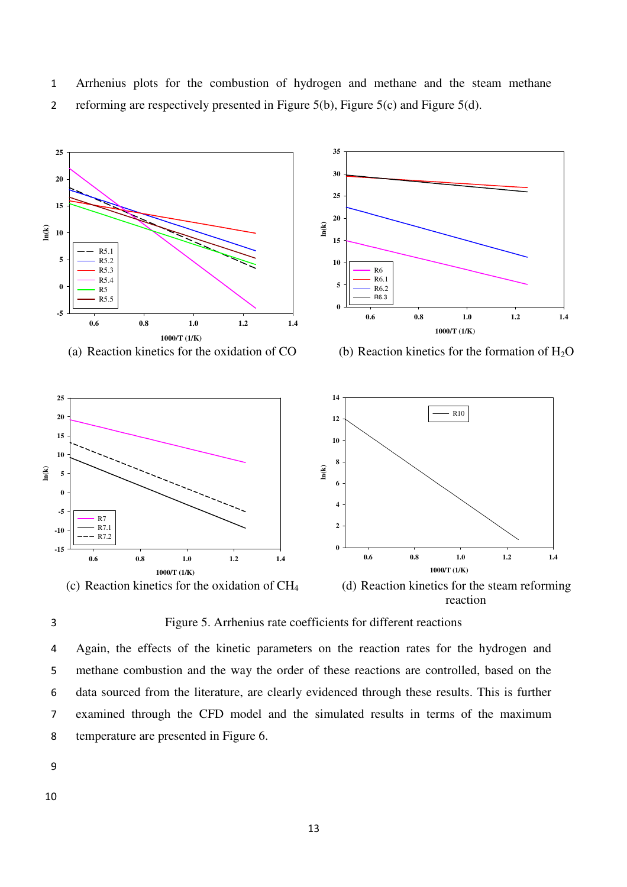Arrhenius plots for the combustion of hydrogen and methane and the steam methane reforming are respectively presented in Figure 5(b), Figure 5(c) and Figure 5(d).

(a) Reaction kinetics for the oxidation of CO

(b) Reaction kinetics for the formation of $H_2O$

(c) Reaction kinetics for the oxidation of $CH_4$

(d) Reaction kinetics for the steam reforming reaction

Figure 5. Arrhenius rate coefficients for different reactions

Again, the effects of the kinetic parameters on the reaction rates for the hydrogen and methane combustion and the way the order of these reactions are controlled, based on the data sourced from the literature, are clearly evidenced through these results. This is further examined through the CFD model and the simulated results in terms of the maximum temperature are presented in Figure 6.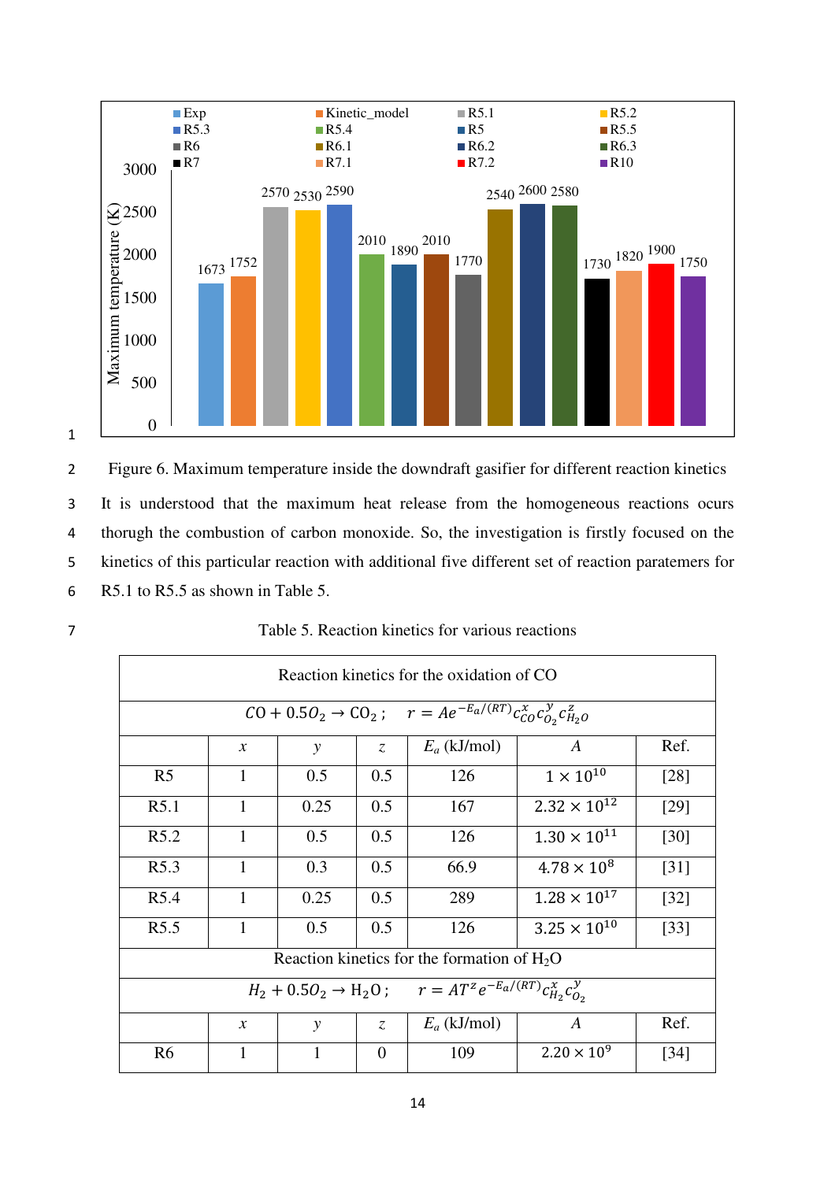Figure 6. Maximum temperature inside the downdraft gasifier for different reaction kinetics

It is understood that the maximum heat release from the homogeneous reactions ocurs thorugh the combustion of carbon monoxide. So, the investigation is firstly focused on the kinetics of this particular reaction with additional five different set of reaction paratemers for R5.1 to R5.5 as shown in Table 5.

Table 5. Reaction kinetics for various reactions

| Reaction kinetics for the oxidation of CO | | | | | | |
|---|---|---|---|---|---|---|
| $CO + 0.5O_2 \rightarrow CO_2$ ; $r = Ae^{-E_a/(RT)}c_{CO}^{x}c_{O_2}^{y}c_{H_2O}^{z}$ | | | | | | |
| | $x$ | $y$ | $z$ | $E_a$ (kJ/mol) | $A$ | Ref. |
| R5 | 1 | 0.5 | 0.5 | 126 | $1 \times 10^{10}$ | [28] |
| R5.1 | 1 | 0.25 | 0.5 | 167 | $2.32 \times 10^{12}$ | [29] |
| R5.2 | 1 | 0.5 | 0.5 | 126 | $1.30 \times 10^{11}$ | [30] |
| R5.3 | 1 | 0.3 | 0.5 | 66.9 | $4.78 \times 10^{8}$ | [31] |
| R5.4 | 1 | 0.25 | 0.5 | 289 | $1.28 \times 10^{17}$ | [32] |
| R5.5 | 1 | 0.5 | 0.5 | 126 | $3.25 \times 10^{10}$ | [33] |
| Reaction kinetics for the formation of $H_2O$ | | | | | | |
| $H_2 + 0.5O_2 \rightarrow H_2O$ ; $r = AT^{z}e^{-E_a/(RT)}c_{H_2}^{x}c_{O_2}^{y}$ | | | | | | |
| | $x$ | $y$ | $z$ | $E_a$ (kJ/mol) | $A$ | Ref. |
| R6 | 1 | 1 | 0 | 109 | $2.20 \times 10^{9}$ | [34] |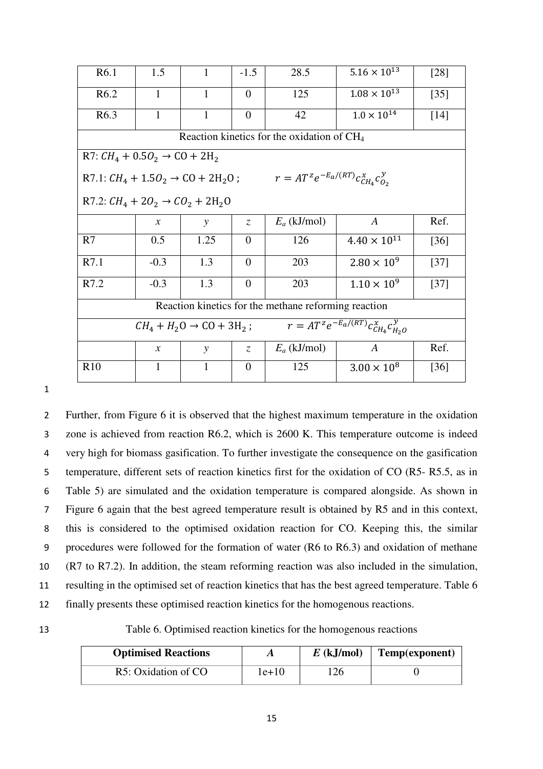| | | | | | | |
|---|---|---|---|---|---|---|
| R6.1 | 1.5 | 1 | -1.5 | 28.5 | $5.16 \times 10^{13}$ | [28] |
| R6.2 | 1 | 1 | 0 | 125 | $1.08 \times 10^{13}$ | [35] |
| R6.3 | 1 | 1 | 0 | 42 | $1.0 \times 10^{14}$ | [14] |
| Reaction kinetics for the oxidation of $CH_4$ | | | | | | |
| R7: $CH_4 + 0.5O_2 \rightarrow CO + 2H_2$<br>R7.1: $CH_4 + 1.5O_2 \rightarrow CO + 2H_2O$ ; $r = AT^z e^{-E_a/(RT)} c_{CH_4}^x c_{O_2}^y$<br>R7.2: $CH_4 + 2O_2 \rightarrow CO_2 + 2H_2O$ | | | | | | |
| | *x* | *y* | *z* | $E_a$ (kJ/mol) | *A* | Ref. |
| R7 | 0.5 | 1.25 | 0 | 126 | $4.40 \times 10^{11}$ | [36] |
| R7.1 | -0.3 | 1.3 | 0 | 203 | $2.80 \times 10^{9}$ | [37] |
| R7.2 | -0.3 | 1.3 | 0 | 203 | $1.10 \times 10^{9}$ | [37] |
| Reaction kinetics for the methane reforming reaction | | | | | | |
| $CH_4 + H_2O \rightarrow CO + 3H_2$ ; $r = AT^z e^{-E_a/(RT)} c_{CH_4}^x c_{H_2O}^y$ | | | | | | |
| | *x* | *y* | *z* | $E_a$ (kJ/mol) | *A* | Ref. |
| R10 | 1 | 1 | 0 | 125 | $3.00 \times 10^{8}$ | [36] |

Further, from Figure 6 it is observed that the highest maximum temperature in the oxidation zone is achieved from reaction R6.2, which is 2600 K. This temperature outcome is indeed very high for biomass gasification. To further investigate the consequence on the gasification temperature, different sets of reaction kinetics first for the oxidation of CO (R5- R5.5, as in Table 5) are simulated and the oxidation temperature is compared alongside. As shown in Figure 6 again that the best agreed temperature result is obtained by R5 and in this context, this is considered to the optimised oxidation reaction for CO. Keeping this, the similar procedures were followed for the formation of water (R6 to R6.3) and oxidation of methane (R7 to R7.2). In addition, the steam reforming reaction was also included in the simulation, resulting in the optimised set of reaction kinetics that has the best agreed temperature. Table 6 finally presents these optimised reaction kinetics for the homogenous reactions.

Table 6. Optimised reaction kinetics for the homogenous reactions

| **Optimised Reactions** | ***A*** | ***E* (kJ/mol)** | **Temp(exponent)** |
|---|---|---|---|
| R5: Oxidation of CO | 1e+10 | 126 | 0 |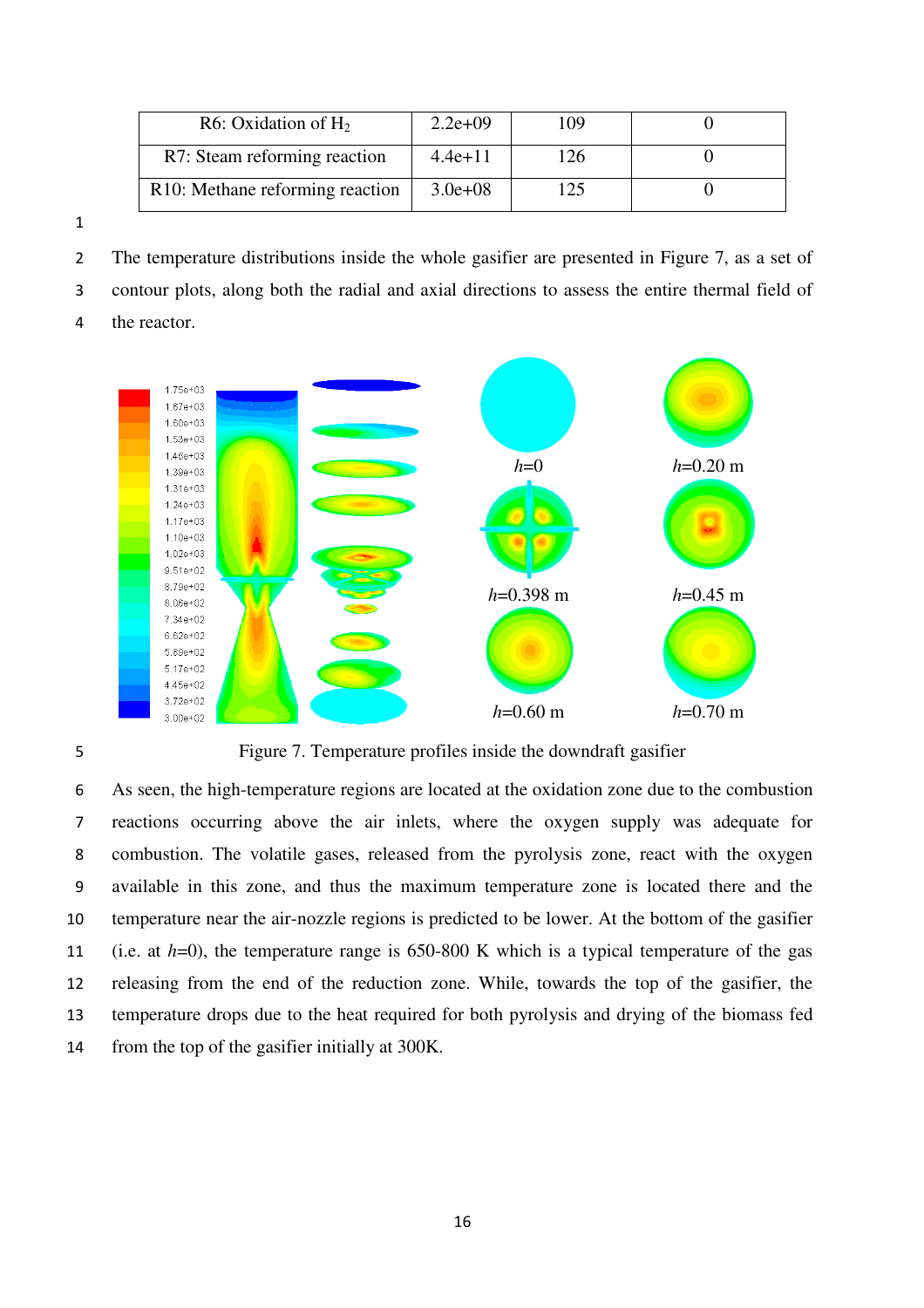| R6: Oxidation of $H_2$ | 2.2e+09 | 109 | 0 |
|---|---|---|---|
| R7: Steam reforming reaction | 4.4e+11 | 126 | 0 |
| R10: Methane reforming reaction | 3.0e+08 | 125 | 0 |

The temperature distributions inside the whole gasifier are presented in Figure 7, as a set of contour plots, along both the radial and axial directions to assess the entire thermal field of the reactor.

Figure 7. Temperature profiles inside the downdraft gasifier

As seen, the high-temperature regions are located at the oxidation zone due to the combustion reactions occurring above the air inlets, where the oxygen supply was adequate for combustion. The volatile gases, released from the pyrolysis zone, react with the oxygen available in this zone, and thus the maximum temperature zone is located there and the temperature near the air-nozzle regions is predicted to be lower. At the bottom of the gasifier (i.e. at $h$=0), the temperature range is 650-800 K which is a typical temperature of the gas releasing from the end of the reduction zone. While, towards the top of the gasifier, the temperature drops due to the heat required for both pyrolysis and drying of the biomass fed from the top of the gasifier initially at 300K.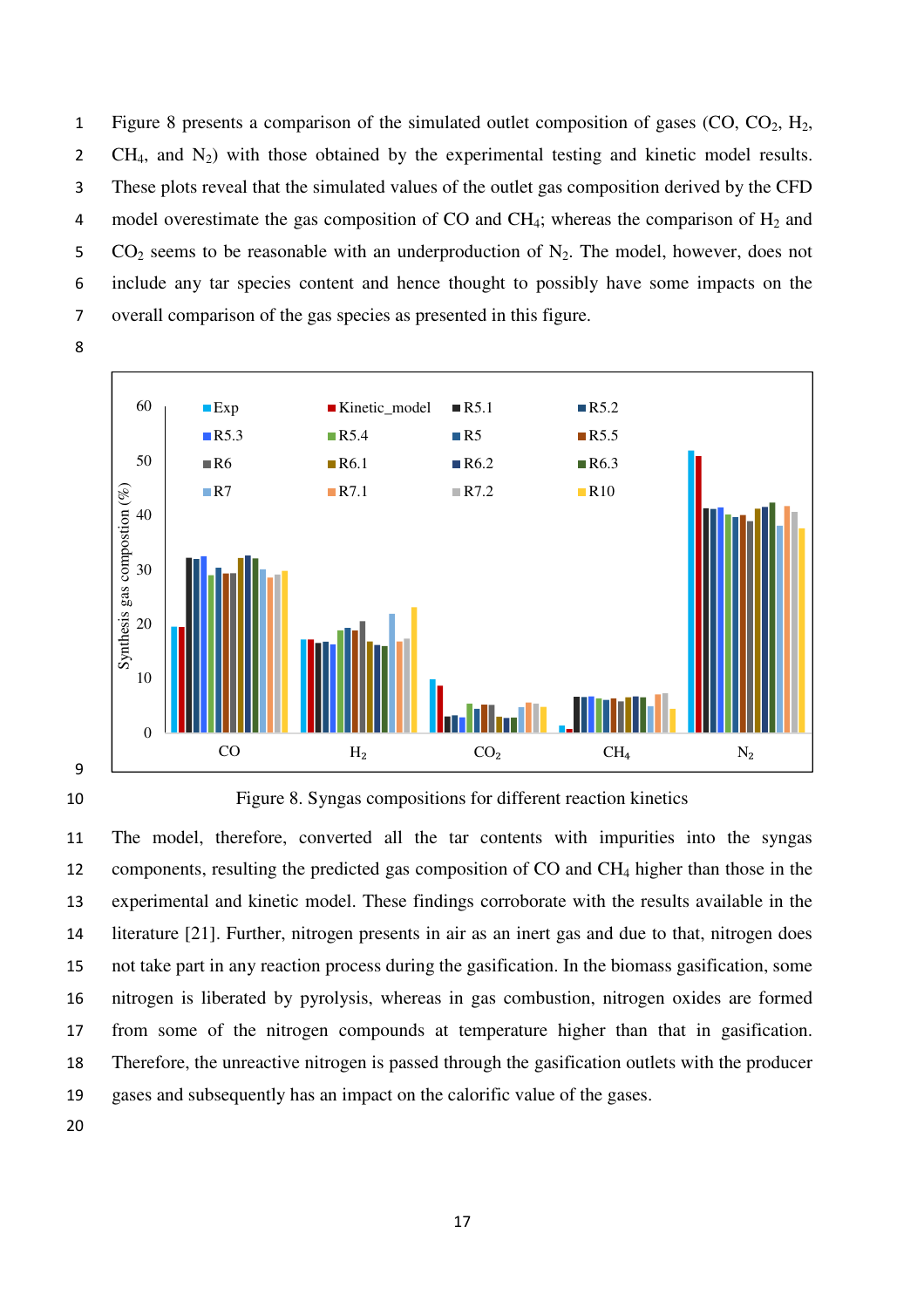Figure 8 presents a comparison of the simulated outlet composition of gases (CO, $CO_2$, $H_2$, $CH_4$, and $N_2$) with those obtained by the experimental testing and kinetic model results. These plots reveal that the simulated values of the outlet gas composition derived by the CFD model overestimate the gas composition of CO and $CH_4$; whereas the comparison of $H_2$ and $CO_2$ seems to be reasonable with an underproduction of $N_2$. The model, however, does not include any tar species content and hence thought to possibly have some impacts on the overall comparison of the gas species as presented in this figure.

Figure 8. Syngas compositions for different reaction kinetics

The model, therefore, converted all the tar contents with impurities into the syngas components, resulting the predicted gas composition of CO and $CH_4$ higher than those in the experimental and kinetic model. These findings corroborate with the results available in the literature [21]. Further, nitrogen presents in air as an inert gas and due to that, nitrogen does not take part in any reaction process during the gasification. In the biomass gasification, some nitrogen is liberated by pyrolysis, whereas in gas combustion, nitrogen oxides are formed from some of the nitrogen compounds at temperature higher than that in gasification. Therefore, the unreactive nitrogen is passed through the gasification outlets with the producer gases and subsequently has an impact on the calorific value of the gases.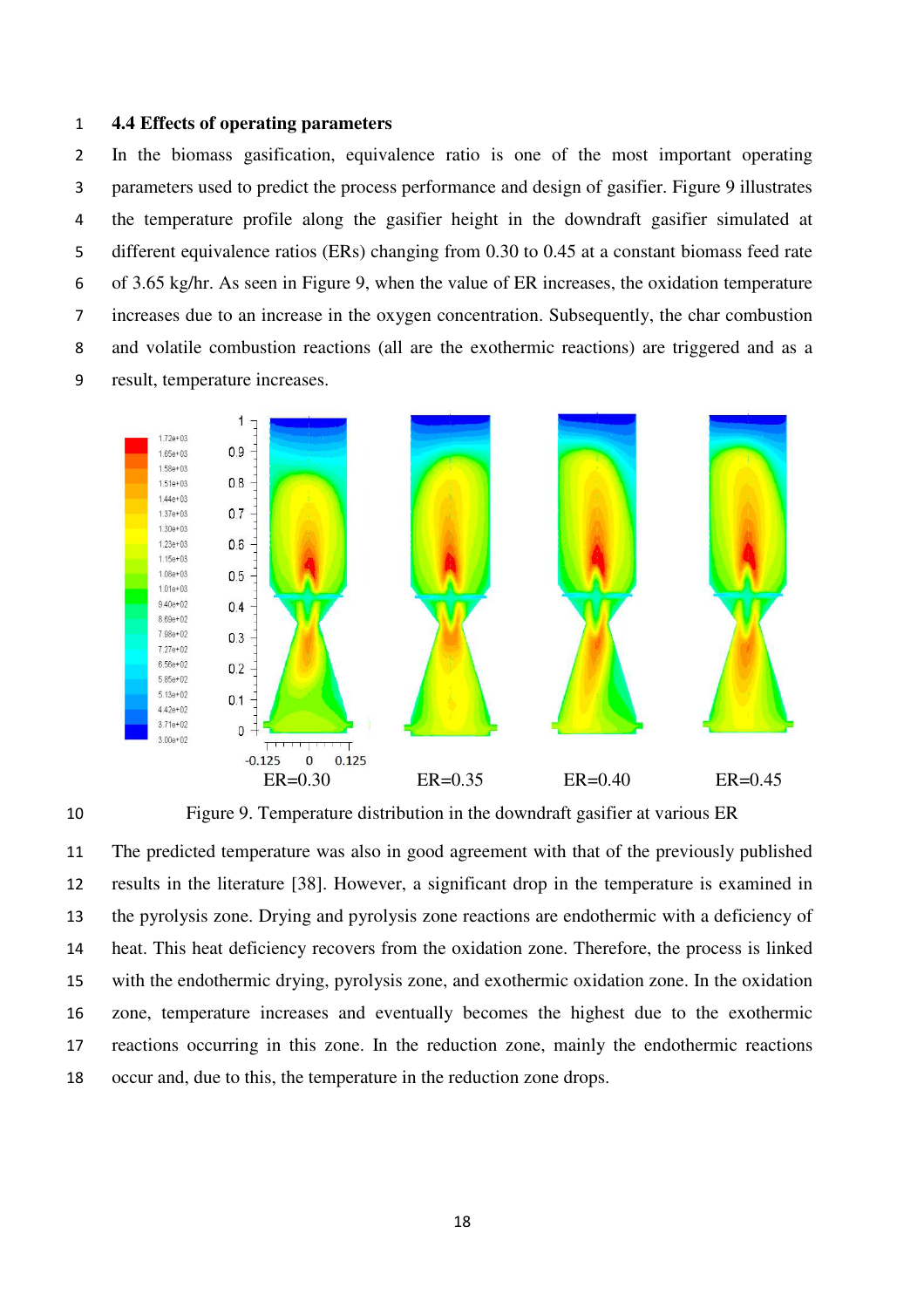### 4.4 Effects of operating parameters

In the biomass gasification, equivalence ratio is one of the most important operating parameters used to predict the process performance and design of gasifier. Figure 9 illustrates the temperature profile along the gasifier height in the downdraft gasifier simulated at different equivalence ratios (ERs) changing from 0.30 to 0.45 at a constant biomass feed rate of 3.65 kg/hr. As seen in Figure 9, when the value of ER increases, the oxidation temperature increases due to an increase in the oxygen concentration. Subsequently, the char combustion and volatile combustion reactions (all are the exothermic reactions) are triggered and as a result, temperature increases.

Figure 9. Temperature distribution in the downdraft gasifier at various ER

The predicted temperature was also in good agreement with that of the previously published results in the literature [38]. However, a significant drop in the temperature is examined in the pyrolysis zone. Drying and pyrolysis zone reactions are endothermic with a deficiency of heat. This heat deficiency recovers from the oxidation zone. Therefore, the process is linked with the endothermic drying, pyrolysis zone, and exothermic oxidation zone. In the oxidation zone, temperature increases and eventually becomes the highest due to the exothermic reactions occurring in this zone. In the reduction zone, mainly the endothermic reactions occur and, due to this, the temperature in the reduction zone drops.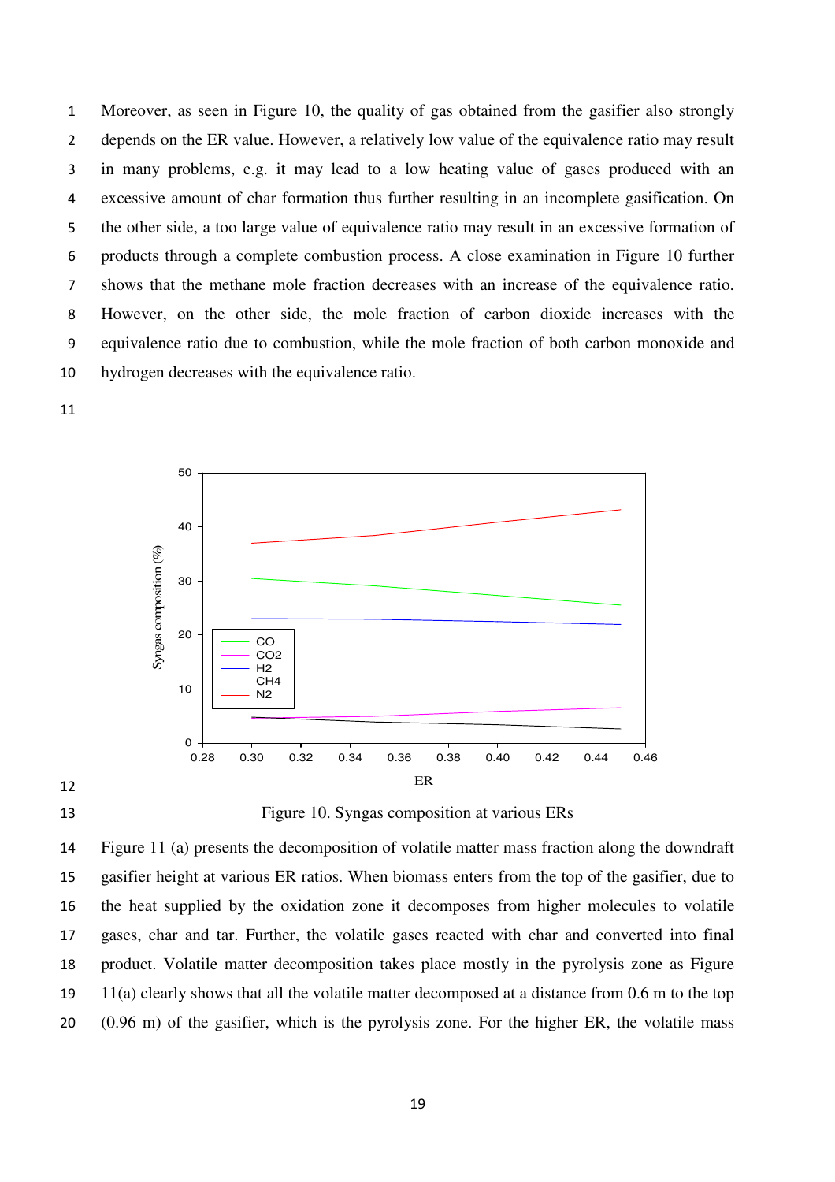Moreover, as seen in Figure 10, the quality of gas obtained from the gasifier also strongly depends on the ER value. However, a relatively low value of the equivalence ratio may result in many problems, e.g. it may lead to a low heating value of gases produced with an excessive amount of char formation thus further resulting in an incomplete gasification. On the other side, a too large value of equivalence ratio may result in an excessive formation of products through a complete combustion process. A close examination in Figure 10 further shows that the methane mole fraction decreases with an increase of the equivalence ratio. However, on the other side, the mole fraction of carbon dioxide increases with the equivalence ratio due to combustion, while the mole fraction of both carbon monoxide and hydrogen decreases with the equivalence ratio.

Figure 10. Syngas composition at various ERs

Figure 11 (a) presents the decomposition of volatile matter mass fraction along the downdraft gasifier height at various ER ratios. When biomass enters from the top of the gasifier, due to the heat supplied by the oxidation zone it decomposes from higher molecules to volatile gases, char and tar. Further, the volatile gases reacted with char and converted into final product. Volatile matter decomposition takes place mostly in the pyrolysis zone as Figure 11(a) clearly shows that all the volatile matter decomposed at a distance from 0.6 m to the top (0.96 m) of the gasifier, which is the pyrolysis zone. For the higher ER, the volatile mass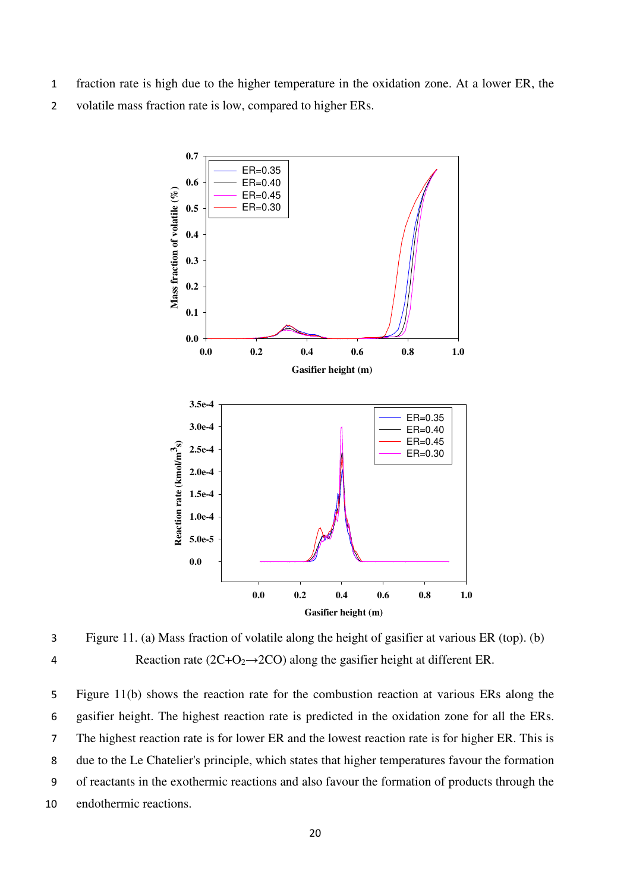fraction rate is high due to the higher temperature in the oxidation zone. At a lower ER, the volatile mass fraction rate is low, compared to higher ERs.

Figure 11. (a) Mass fraction of volatile along the height of gasifier at various ER (top). (b) Reaction rate ($2C+O_2 \rightarrow 2CO$) along the gasifier height at different ER.

Figure 11(b) shows the reaction rate for the combustion reaction at various ERs along the gasifier height. The highest reaction rate is predicted in the oxidation zone for all the ERs. The highest reaction rate is for lower ER and the lowest reaction rate is for higher ER. This is due to the Le Chatelier's principle, which states that higher temperatures favour the formation of reactants in the exothermic reactions and also favour the formation of products through the endothermic reactions.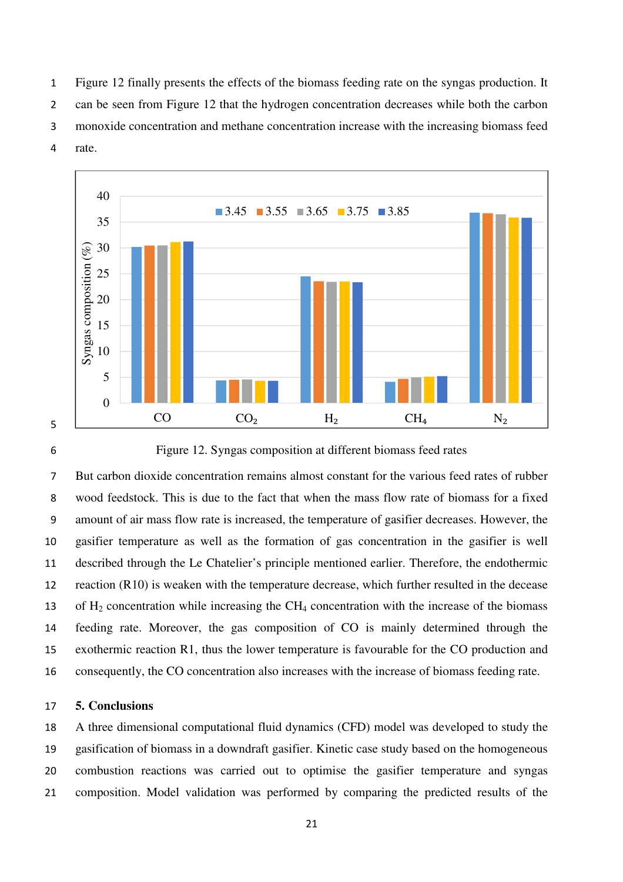Figure 12 finally presents the effects of the biomass feeding rate on the syngas production. It can be seen from Figure 12 that the hydrogen concentration decreases while both the carbon monoxide concentration and methane concentration increase with the increasing biomass feed rate.

Figure 12. Syngas composition at different biomass feed rates

But carbon dioxide concentration remains almost constant for the various feed rates of rubber wood feedstock. This is due to the fact that when the mass flow rate of biomass for a fixed amount of air mass flow rate is increased, the temperature of gasifier decreases. However, the gasifier temperature as well as the formation of gas concentration in the gasifier is well described through the Le Chatelier's principle mentioned earlier. Therefore, the endothermic reaction (R10) is weaken with the temperature decrease, which further resulted in the decease of $H_2$ concentration while increasing the $CH_4$ concentration with the increase of the biomass feeding rate. Moreover, the gas composition of CO is mainly determined through the exothermic reaction R1, thus the lower temperature is favourable for the CO production and consequently, the CO concentration also increases with the increase of biomass feeding rate.

## 5. Conclusions

A three dimensional computational fluid dynamics (CFD) model was developed to study the gasification of biomass in a downdraft gasifier. Kinetic case study based on the homogeneous combustion reactions was carried out to optimise the gasifier temperature and syngas composition. Model validation was performed by comparing the predicted results of the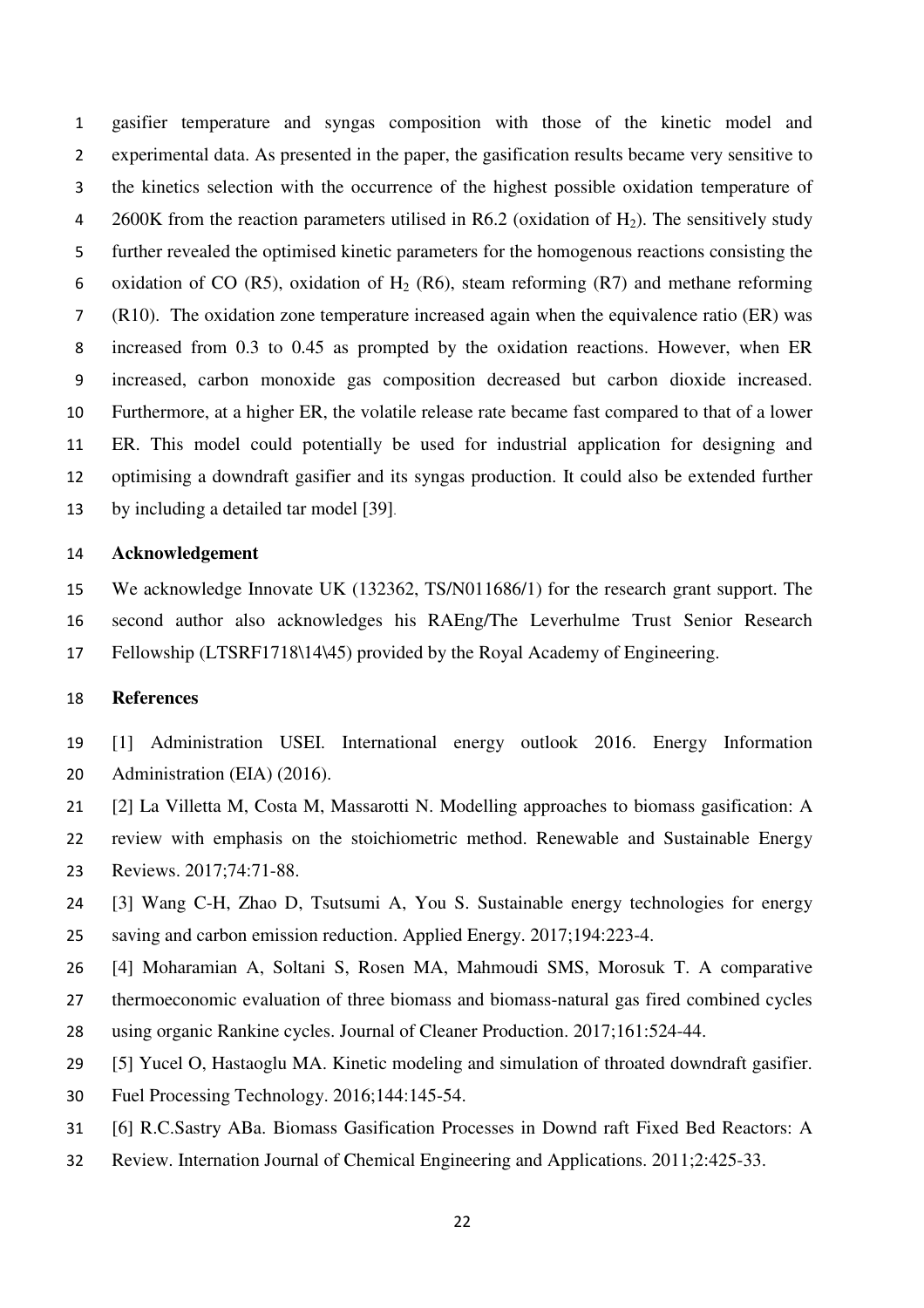gasifier temperature and syngas composition with those of the kinetic model and experimental data. As presented in the paper, the gasification results became very sensitive to the kinetics selection with the occurrence of the highest possible oxidation temperature of 2600K from the reaction parameters utilised in R6.2 (oxidation of $H_2$). The sensitively study further revealed the optimised kinetic parameters for the homogenous reactions consisting the oxidation of CO (R5), oxidation of $H_2$ (R6), steam reforming (R7) and methane reforming (R10). The oxidation zone temperature increased again when the equivalence ratio (ER) was increased from 0.3 to 0.45 as prompted by the oxidation reactions. However, when ER increased, carbon monoxide gas composition decreased but carbon dioxide increased. Furthermore, at a higher ER, the volatile release rate became fast compared to that of a lower ER. This model could potentially be used for industrial application for designing and optimising a downdraft gasifier and its syngas production. It could also be extended further by including a detailed tar model [39].

**Acknowledgement**

We acknowledge Innovate UK (132362, TS/N011686/1) for the research grant support. The second author also acknowledges his RAEng/The Leverhulme Trust Senior Research Fellowship (LTSRF1718\14\45) provided by the Royal Academy of Engineering.

**References**

[1] Administration USEI. International energy outlook 2016. Energy Information Administration (EIA) (2016).

[2] La Villetta M, Costa M, Massarotti N. Modelling approaches to biomass gasification: A review with emphasis on the stoichiometric method. Renewable and Sustainable Energy Reviews. 2017;74:71-88.

[3] Wang C-H, Zhao D, Tsutsumi A, You S. Sustainable energy technologies for energy saving and carbon emission reduction. Applied Energy. 2017;194:223-4.

[4] Moharamian A, Soltani S, Rosen MA, Mahmoudi SMS, Morosuk T. A comparative thermoeconomic evaluation of three biomass and biomass-natural gas fired combined cycles using organic Rankine cycles. Journal of Cleaner Production. 2017;161:524-44.

[5] Yucel O, Hastaoglu MA. Kinetic modeling and simulation of throated downdraft gasifier. Fuel Processing Technology. 2016;144:145-54.

[6] R.C.Sastry ABa. Biomass Gasification Processes in Downd raft Fixed Bed Reactors: A Review. Internation Journal of Chemical Engineering and Applications. 2011;2:425-33.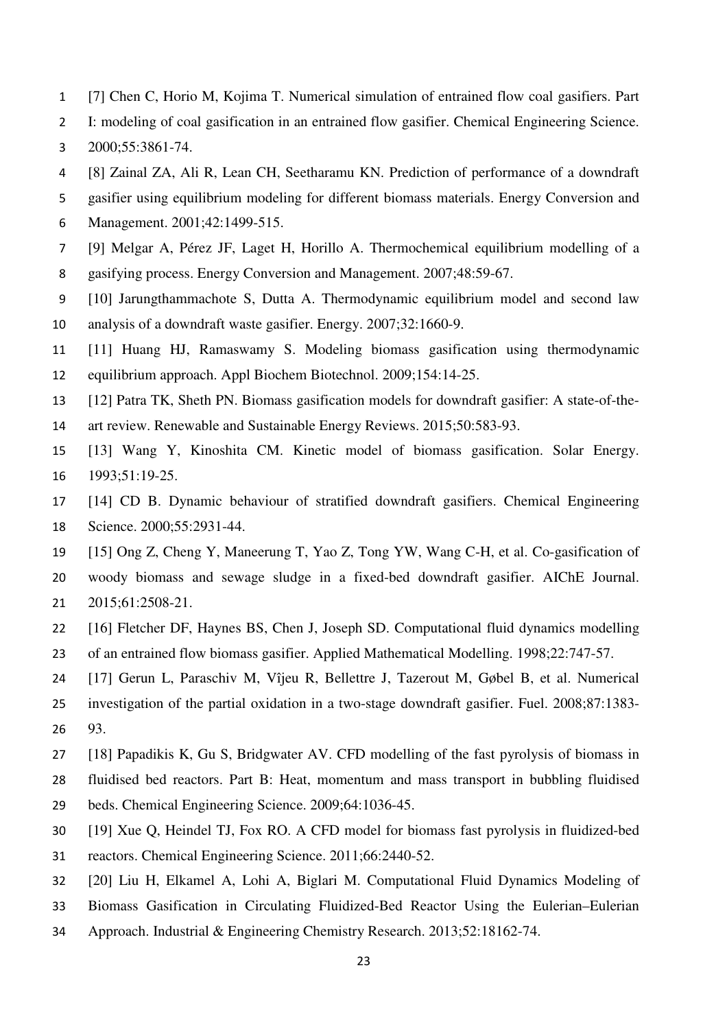[7] Chen C, Horio M, Kojima T. Numerical simulation of entrained flow coal gasifiers. Part I: modeling of coal gasification in an entrained flow gasifier. Chemical Engineering Science. 2000;55:3861-74.

[8] Zainal ZA, Ali R, Lean CH, Seetharamu KN. Prediction of performance of a downdraft gasifier using equilibrium modeling for different biomass materials. Energy Conversion and Management. 2001;42:1499-515.

[9] Melgar A, Pérez JF, Laget H, Horillo A. Thermochemical equilibrium modelling of a gasifying process. Energy Conversion and Management. 2007;48:59-67.

[10] Jarungthammachote S, Dutta A. Thermodynamic equilibrium model and second law analysis of a downdraft waste gasifier. Energy. 2007;32:1660-9.

[11] Huang HJ, Ramaswamy S. Modeling biomass gasification using thermodynamic equilibrium approach. Appl Biochem Biotechnol. 2009;154:14-25.

[12] Patra TK, Sheth PN. Biomass gasification models for downdraft gasifier: A state-of-the-art review. Renewable and Sustainable Energy Reviews. 2015;50:583-93.

[13] Wang Y, Kinoshita CM. Kinetic model of biomass gasification. Solar Energy. 1993;51:19-25.

[14] CD B. Dynamic behaviour of stratified downdraft gasifiers. Chemical Engineering Science. 2000;55:2931-44.

[15] Ong Z, Cheng Y, Maneerung T, Yao Z, Tong YW, Wang C-H, et al. Co-gasification of woody biomass and sewage sludge in a fixed-bed downdraft gasifier. AIChE Journal. 2015;61:2508-21.

[16] Fletcher DF, Haynes BS, Chen J, Joseph SD. Computational fluid dynamics modelling of an entrained flow biomass gasifier. Applied Mathematical Modelling. 1998;22:747-57.

[17] Gerun L, Paraschiv M, Vîjeu R, Bellettre J, Tazerout M, Gøbel B, et al. Numerical investigation of the partial oxidation in a two-stage downdraft gasifier. Fuel. 2008;87:1383-93.

[18] Papadikis K, Gu S, Bridgwater AV. CFD modelling of the fast pyrolysis of biomass in fluidised bed reactors. Part B: Heat, momentum and mass transport in bubbling fluidised beds. Chemical Engineering Science. 2009;64:1036-45.

[19] Xue Q, Heindel TJ, Fox RO. A CFD model for biomass fast pyrolysis in fluidized-bed reactors. Chemical Engineering Science. 2011;66:2440-52.

[20] Liu H, Elkamel A, Lohi A, Biglari M. Computational Fluid Dynamics Modeling of Biomass Gasification in Circulating Fluidized-Bed Reactor Using the Eulerian–Eulerian Approach. Industrial & Engineering Chemistry Research. 2013;52:18162-74.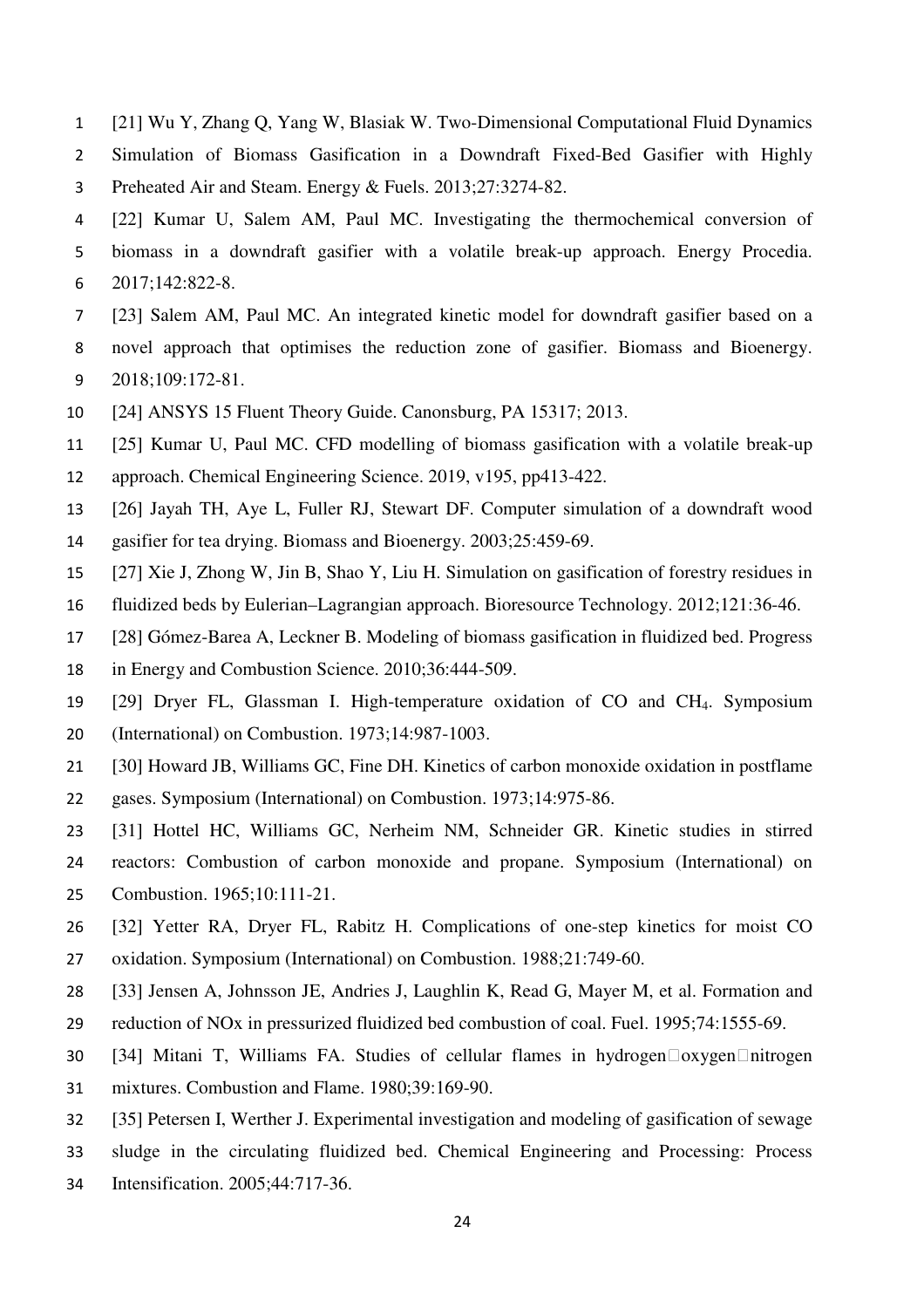[21] Wu Y, Zhang Q, Yang W, Blasiak W. Two-Dimensional Computational Fluid Dynamics Simulation of Biomass Gasification in a Downdraft Fixed-Bed Gasifier with Highly Preheated Air and Steam. Energy & Fuels. 2013;27:3274-82.

[22] Kumar U, Salem AM, Paul MC. Investigating the thermochemical conversion of biomass in a downdraft gasifier with a volatile break-up approach. Energy Procedia. 2017;142:822-8.

[23] Salem AM, Paul MC. An integrated kinetic model for downdraft gasifier based on a novel approach that optimises the reduction zone of gasifier. Biomass and Bioenergy. 2018;109:172-81.

[24] ANSYS 15 Fluent Theory Guide. Canonsburg, PA 15317; 2013.

[25] Kumar U, Paul MC. CFD modelling of biomass gasification with a volatile break-up approach. Chemical Engineering Science. 2019, v195, pp413-422.

[26] Jayah TH, Aye L, Fuller RJ, Stewart DF. Computer simulation of a downdraft wood gasifier for tea drying. Biomass and Bioenergy. 2003;25:459-69.

[27] Xie J, Zhong W, Jin B, Shao Y, Liu H. Simulation on gasification of forestry residues in fluidized beds by Eulerian–Lagrangian approach. Bioresource Technology. 2012;121:36-46.

[28] Gómez-Barea A, Leckner B. Modeling of biomass gasification in fluidized bed. Progress in Energy and Combustion Science. 2010;36:444-509.

[29] Dryer FL, Glassman I. High-temperature oxidation of CO and $CH_4$. Symposium (International) on Combustion. 1973;14:987-1003.

[30] Howard JB, Williams GC, Fine DH. Kinetics of carbon monoxide oxidation in postflame gases. Symposium (International) on Combustion. 1973;14:975-86.

[31] Hottel HC, Williams GC, Nerheim NM, Schneider GR. Kinetic studies in stirred reactors: Combustion of carbon monoxide and propane. Symposium (International) on Combustion. 1965;10:111-21.

[32] Yetter RA, Dryer FL, Rabitz H. Complications of one-step kinetics for moist CO oxidation. Symposium (International) on Combustion. 1988;21:749-60.

[33] Jensen A, Johnsson JE, Andries J, Laughlin K, Read G, Mayer M, et al. Formation and reduction of NOx in pressurized fluidized bed combustion of coal. Fuel. 1995;74:1555-69.

[34] Mitani T, Williams FA. Studies of cellular flames in hydrogen□oxygen□nitrogen mixtures. Combustion and Flame. 1980;39:169-90.

[35] Petersen I, Werther J. Experimental investigation and modeling of gasification of sewage sludge in the circulating fluidized bed. Chemical Engineering and Processing: Process Intensification. 2005;44:717-36.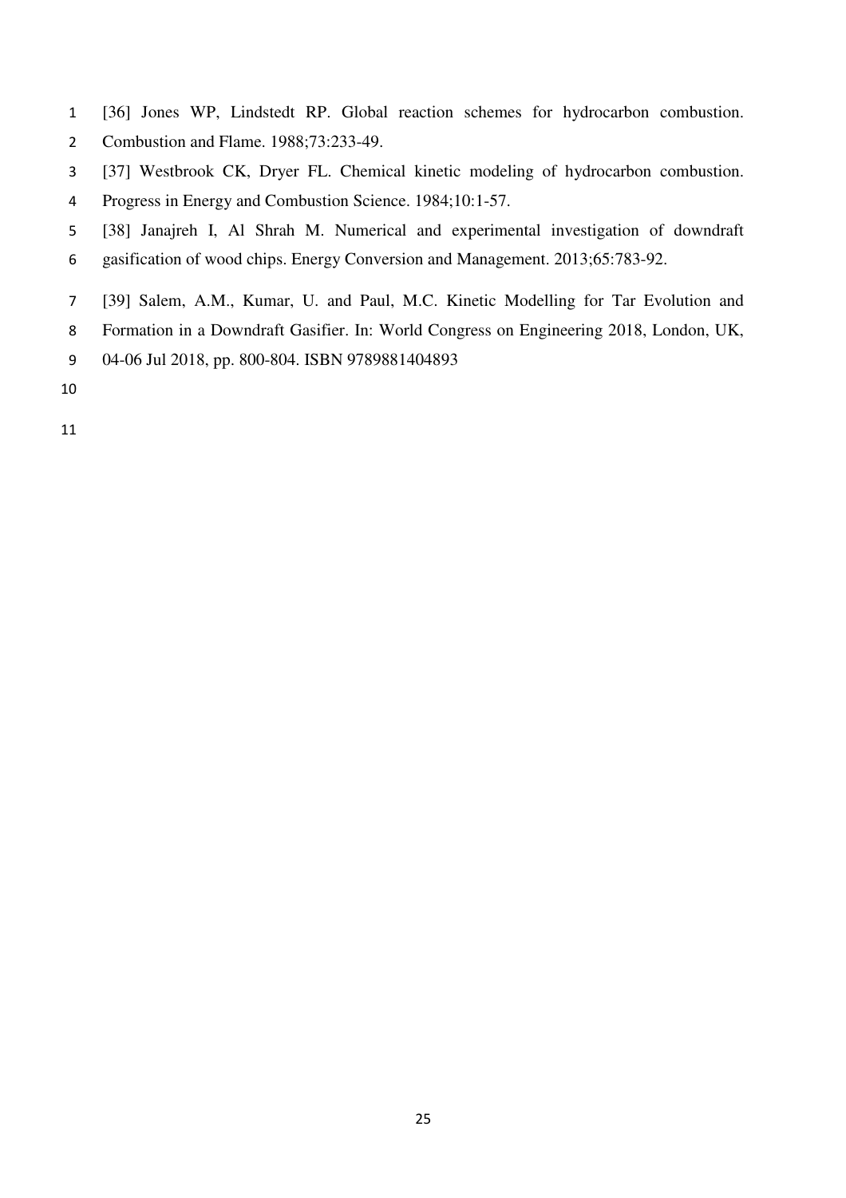[36] Jones WP, Lindstedt RP. Global reaction schemes for hydrocarbon combustion. Combustion and Flame. 1988;73:233-49.

[37] Westbrook CK, Dryer FL. Chemical kinetic modeling of hydrocarbon combustion. Progress in Energy and Combustion Science. 1984;10:1-57.

[38] Janajreh I, Al Shrah M. Numerical and experimental investigation of downdraft gasification of wood chips. Energy Conversion and Management. 2013;65:783-92.

[39] Salem, A.M., Kumar, U. and Paul, M.C. Kinetic Modelling for Tar Evolution and Formation in a Downdraft Gasifier. In: World Congress on Engineering 2018, London, UK, 04-06 Jul 2018, pp. 800-804. ISBN 9789881404893